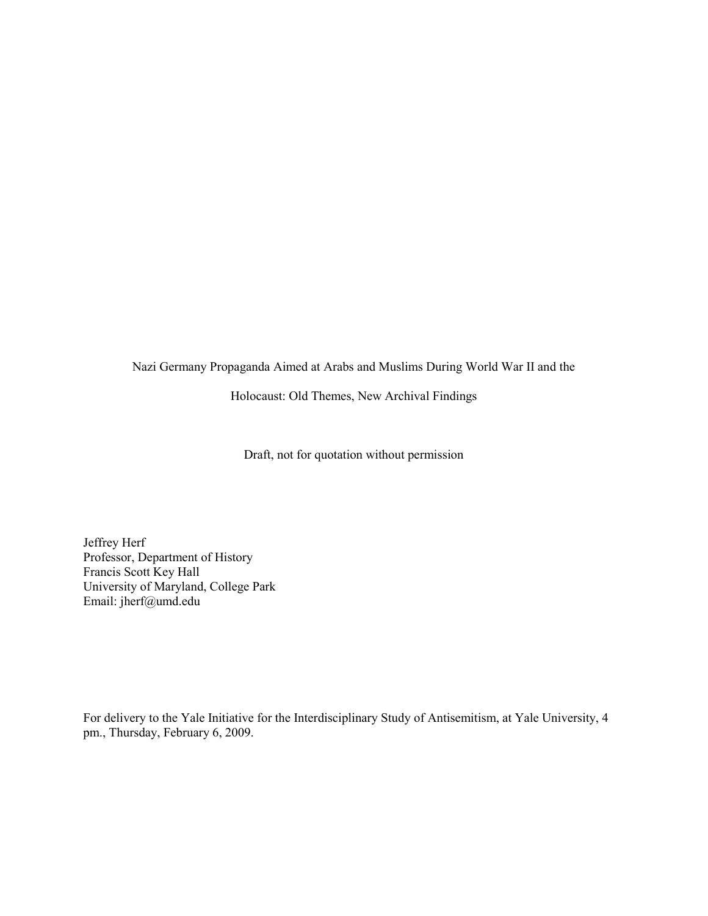# Nazi Germany Propaganda Aimed at Arabs and Muslims During World War II and the Holocaust: Old Themes, New Archival Findings

Draft, not for quotation without permission

Jeffrey Herf
Professor, Department of History
Francis Scott Key Hall
University of Maryland, College Park
Email: jherf@umd.edu

For delivery to the Yale Initiative for the Interdisciplinary Study of Antisemitism, at Yale University, 4 pm., Thursday, February 6, 2009.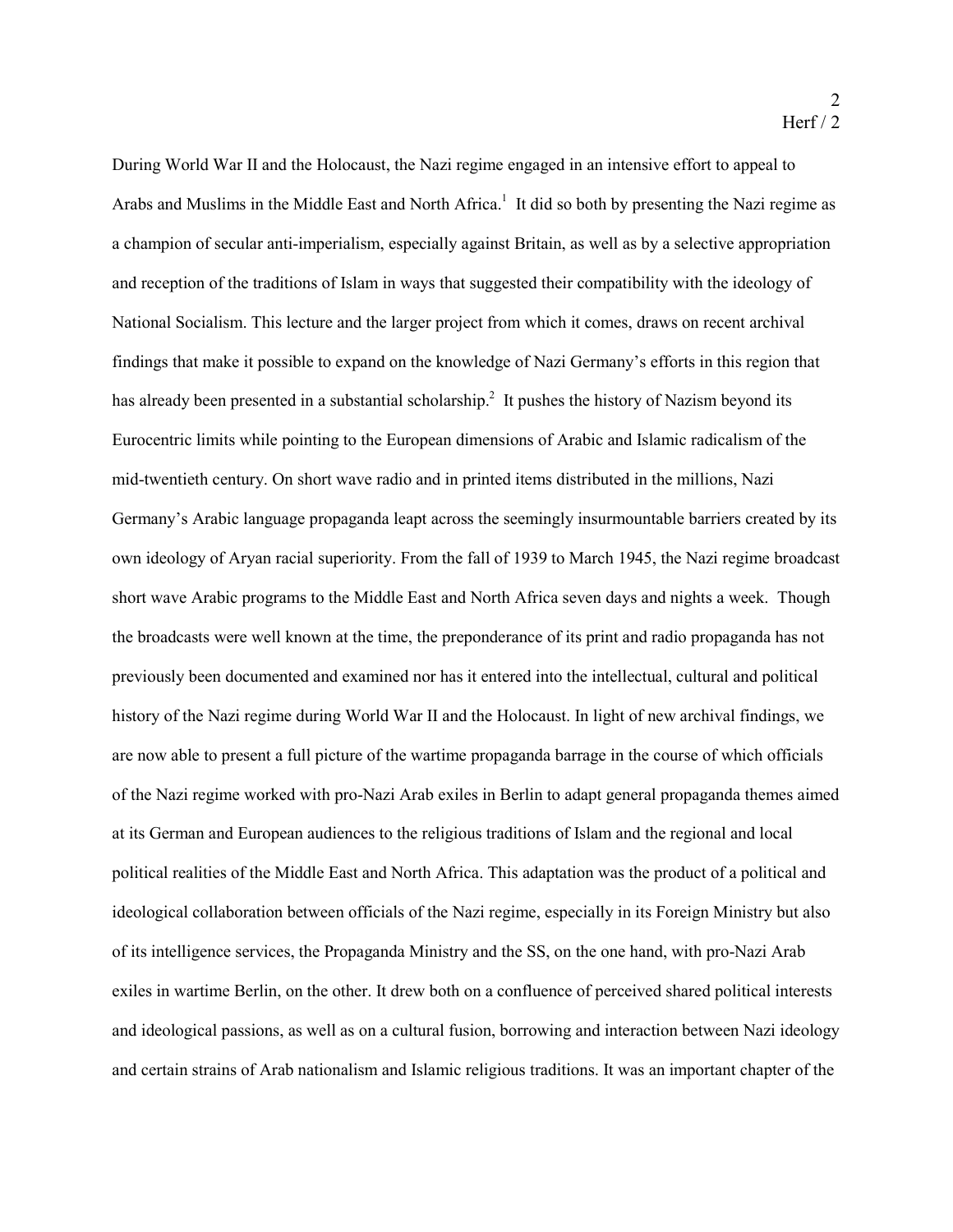During World War II and the Holocaust, the Nazi regime engaged in an intensive effort to appeal to Arabs and Muslims in the Middle East and North Africa.[1] It did so both by presenting the Nazi regime as a champion of secular anti-imperialism, especially against Britain, as well as by a selective appropriation and reception of the traditions of Islam in ways that suggested their compatibility with the ideology of National Socialism. This lecture and the larger project from which it comes, draws on recent archival findings that make it possible to expand on the knowledge of Nazi Germany's efforts in this region that has already been presented in a substantial scholarship.[2] It pushes the history of Nazism beyond its Eurocentric limits while pointing to the European dimensions of Arabic and Islamic radicalism of the mid-twentieth century. On short wave radio and in printed items distributed in the millions, Nazi Germany's Arabic language propaganda leapt across the seemingly insurmountable barriers created by its own ideology of Aryan racial superiority. From the fall of 1939 to March 1945, the Nazi regime broadcast short wave Arabic programs to the Middle East and North Africa seven days and nights a week. Though the broadcasts were well known at the time, the preponderance of its print and radio propaganda has not previously been documented and examined nor has it entered into the intellectual, cultural and political history of the Nazi regime during World War II and the Holocaust. In light of new archival findings, we are now able to present a full picture of the wartime propaganda barrage in the course of which officials of the Nazi regime worked with pro-Nazi Arab exiles in Berlin to adapt general propaganda themes aimed at its German and European audiences to the religious traditions of Islam and the regional and local political realities of the Middle East and North Africa. This adaptation was the product of a political and ideological collaboration between officials of the Nazi regime, especially in its Foreign Ministry but also of its intelligence services, the Propaganda Ministry and the SS, on the one hand, with pro-Nazi Arab exiles in wartime Berlin, on the other. It drew both on a confluence of perceived shared political interests and ideological passions, as well as on a cultural fusion, borrowing and interaction between Nazi ideology and certain strains of Arab nationalism and Islamic religious traditions. It was an important chapter of the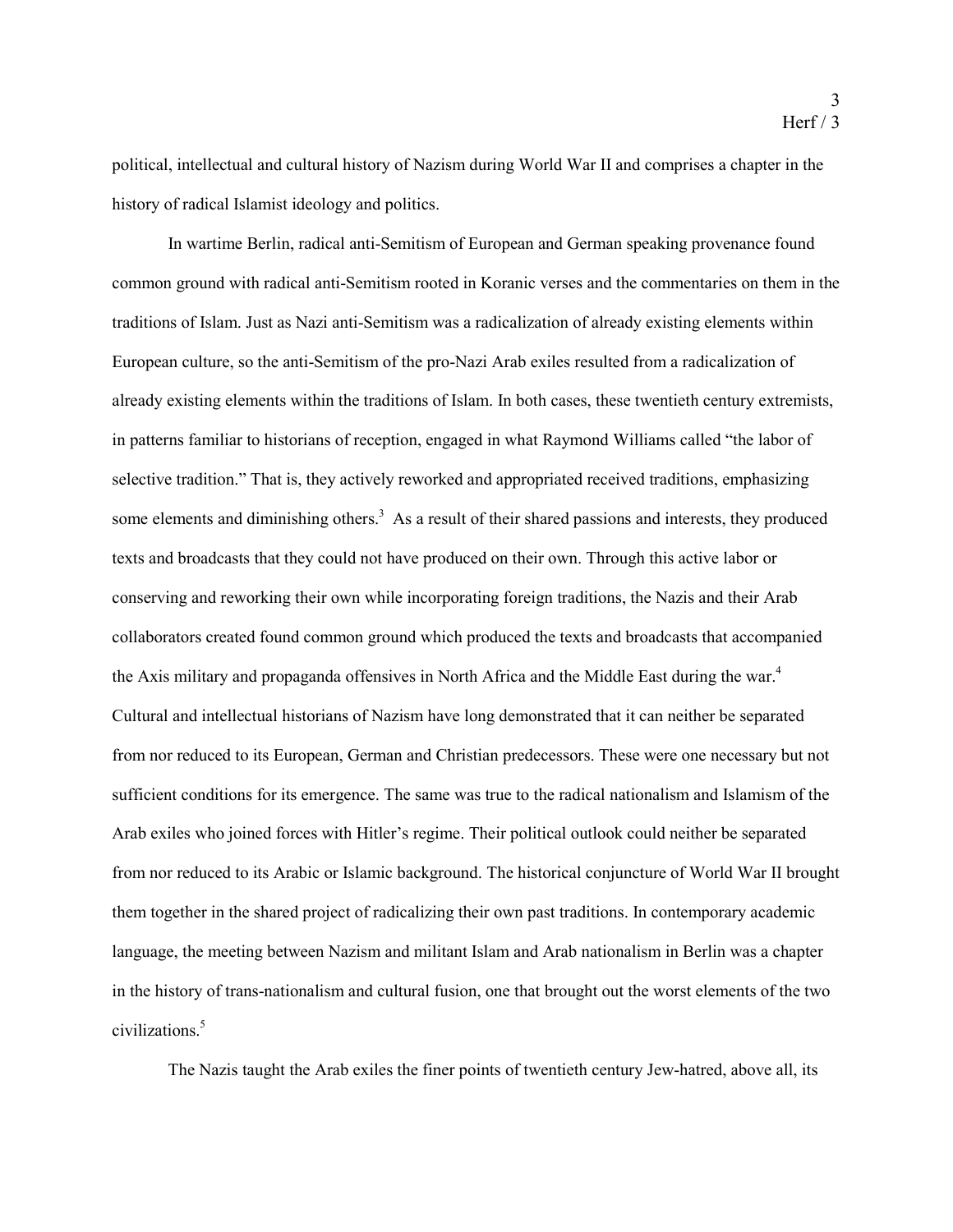political, intellectual and cultural history of Nazism during World War II and comprises a chapter in the history of radical Islamist ideology and politics.

In wartime Berlin, radical anti-Semitism of European and German speaking provenance found common ground with radical anti-Semitism rooted in Koranic verses and the commentaries on them in the traditions of Islam. Just as Nazi anti-Semitism was a radicalization of already existing elements within European culture, so the anti-Semitism of the pro-Nazi Arab exiles resulted from a radicalization of already existing elements within the traditions of Islam. In both cases, these twentieth century extremists, in patterns familiar to historians of reception, engaged in what Raymond Williams called "the labor of selective tradition." That is, they actively reworked and appropriated received traditions, emphasizing some elements and diminishing others.[3] As a result of their shared passions and interests, they produced texts and broadcasts that they could not have produced on their own. Through this active labor or conserving and reworking their own while incorporating foreign traditions, the Nazis and their Arab collaborators created found common ground which produced the texts and broadcasts that accompanied the Axis military and propaganda offensives in North Africa and the Middle East during the war.[4] Cultural and intellectual historians of Nazism have long demonstrated that it can neither be separated from nor reduced to its European, German and Christian predecessors. These were one necessary but not sufficient conditions for its emergence. The same was true to the radical nationalism and Islamism of the Arab exiles who joined forces with Hitler's regime. Their political outlook could neither be separated from nor reduced to its Arabic or Islamic background. The historical conjuncture of World War II brought them together in the shared project of radicalizing their own past traditions. In contemporary academic language, the meeting between Nazism and militant Islam and Arab nationalism in Berlin was a chapter in the history of trans-nationalism and cultural fusion, one that brought out the worst elements of the two civilizations.[5]

The Nazis taught the Arab exiles the finer points of twentieth century Jew-hatred, above all, its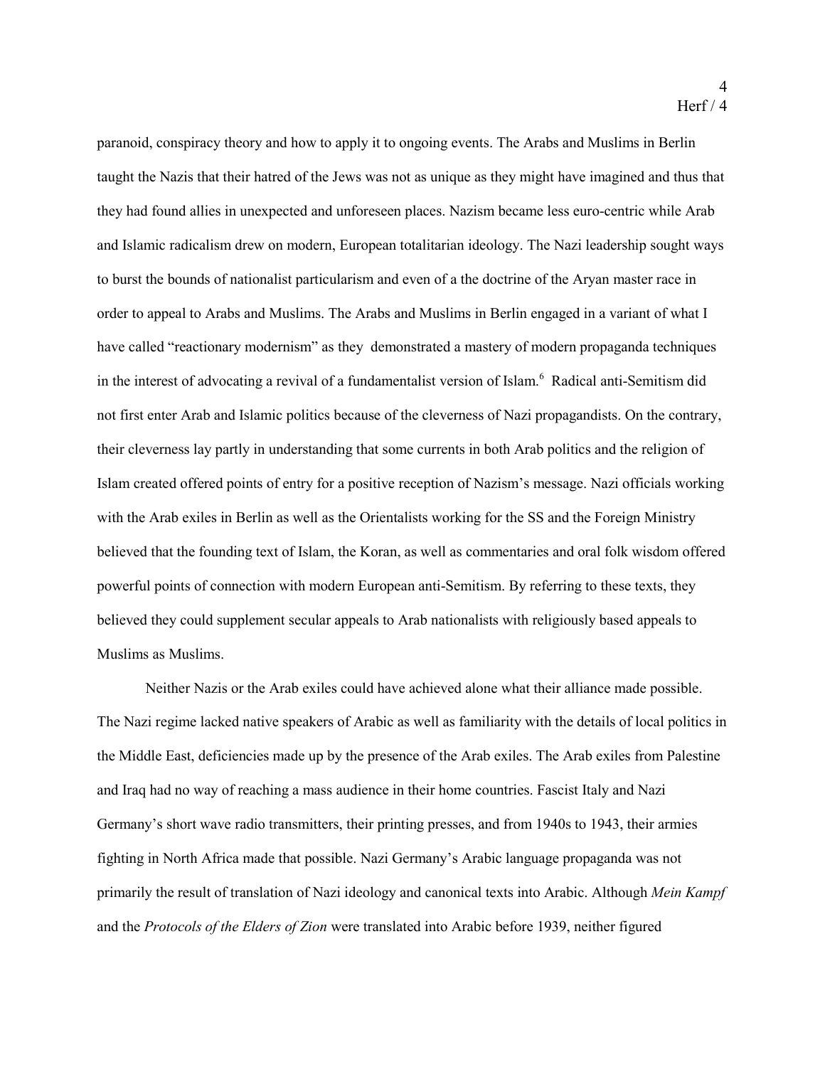paranoid, conspiracy theory and how to apply it to ongoing events. The Arabs and Muslims in Berlin taught the Nazis that their hatred of the Jews was not as unique as they might have imagined and thus that they had found allies in unexpected and unforeseen places. Nazism became less euro-centric while Arab and Islamic radicalism drew on modern, European totalitarian ideology. The Nazi leadership sought ways to burst the bounds of nationalist particularism and even of a the doctrine of the Aryan master race in order to appeal to Arabs and Muslims. The Arabs and Muslims in Berlin engaged in a variant of what I have called "reactionary modernism" as they demonstrated a mastery of modern propaganda techniques in the interest of advocating a revival of a fundamentalist version of Islam.[6] Radical anti-Semitism did not first enter Arab and Islamic politics because of the cleverness of Nazi propagandists. On the contrary, their cleverness lay partly in understanding that some currents in both Arab politics and the religion of Islam created offered points of entry for a positive reception of Nazism's message. Nazi officials working with the Arab exiles in Berlin as well as the Orientalists working for the SS and the Foreign Ministry believed that the founding text of Islam, the Koran, as well as commentaries and oral folk wisdom offered powerful points of connection with modern European anti-Semitism. By referring to these texts, they believed they could supplement secular appeals to Arab nationalists with religiously based appeals to Muslims as Muslims.

Neither Nazis or the Arab exiles could have achieved alone what their alliance made possible. The Nazi regime lacked native speakers of Arabic as well as familiarity with the details of local politics in the Middle East, deficiencies made up by the presence of the Arab exiles. The Arab exiles from Palestine and Iraq had no way of reaching a mass audience in their home countries. Fascist Italy and Nazi Germany's short wave radio transmitters, their printing presses, and from 1940s to 1943, their armies fighting in North Africa made that possible. Nazi Germany's Arabic language propaganda was not primarily the result of translation of Nazi ideology and canonical texts into Arabic. Although *Mein Kampf* and the *Protocols of the Elders of Zion* were translated into Arabic before 1939, neither figured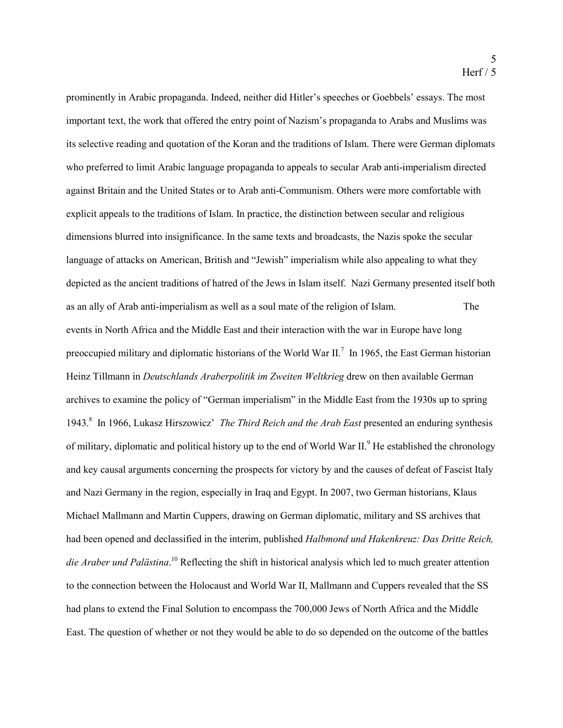prominently in Arabic propaganda. Indeed, neither did Hitler's speeches or Goebbels' essays. The most important text, the work that offered the entry point of Nazism's propaganda to Arabs and Muslims was its selective reading and quotation of the Koran and the traditions of Islam. There were German diplomats who preferred to limit Arabic language propaganda to appeals to secular Arab anti-imperialism directed against Britain and the United States or to Arab anti-Communism. Others were more comfortable with explicit appeals to the traditions of Islam. In practice, the distinction between secular and religious dimensions blurred into insignificance. In the same texts and broadcasts, the Nazis spoke the secular language of attacks on American, British and "Jewish" imperialism while also appealing to what they depicted as the ancient traditions of hatred of the Jews in Islam itself. Nazi Germany presented itself both as an ally of Arab anti-imperialism as well as a soul mate of the religion of Islam.

The events in North Africa and the Middle East and their interaction with the war in Europe have long preoccupied military and diplomatic historians of the World War II.[7] In 1965, the East German historian Heinz Tillmann in *Deutschlands Araberpolitik im Zweiten Weltkrieg* drew on then available German archives to examine the policy of "German imperialism" in the Middle East from the 1930s up to spring 1943.[8] In 1966, Lukasz Hirszowicz' *The Third Reich and the Arab East* presented an enduring synthesis of military, diplomatic and political history up to the end of World War II.[9] He established the chronology and key causal arguments concerning the prospects for victory by and the causes of defeat of Fascist Italy and Nazi Germany in the region, especially in Iraq and Egypt. In 2007, two German historians, Klaus Michael Mallmann and Martin Cuppers, drawing on German diplomatic, military and SS archives that had been opened and declassified in the interim, published *Halbmond und Hakenkreuz: Das Dritte Reich, die Araber und Palästina*.[10] Reflecting the shift in historical analysis which led to much greater attention to the connection between the Holocaust and World War II, Mallmann and Cuppers revealed that the SS had plans to extend the Final Solution to encompass the 700,000 Jews of North Africa and the Middle East. The question of whether or not they would be able to do so depended on the outcome of the battles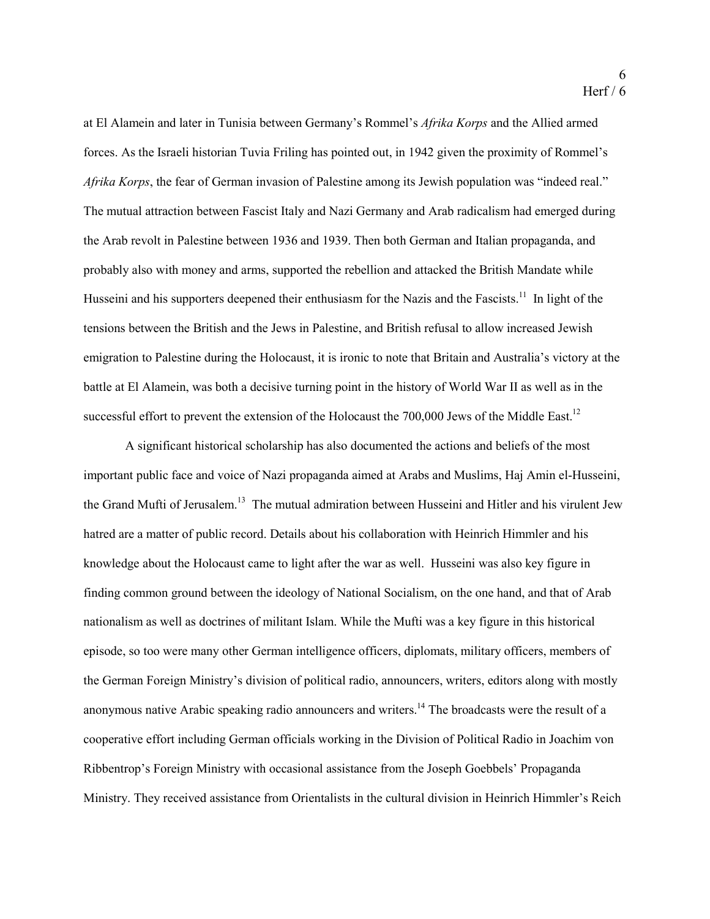at El Alamein and later in Tunisia between Germany's Rommel's *Afrika Korps* and the Allied armed forces. As the Israeli historian Tuvia Friling has pointed out, in 1942 given the proximity of Rommel's *Afrika Korps*, the fear of German invasion of Palestine among its Jewish population was "indeed real." The mutual attraction between Fascist Italy and Nazi Germany and Arab radicalism had emerged during the Arab revolt in Palestine between 1936 and 1939. Then both German and Italian propaganda, and probably also with money and arms, supported the rebellion and attacked the British Mandate while Husseini and his supporters deepened their enthusiasm for the Nazis and the Fascists.[11] In light of the tensions between the British and the Jews in Palestine, and British refusal to allow increased Jewish emigration to Palestine during the Holocaust, it is ironic to note that Britain and Australia's victory at the battle at El Alamein, was both a decisive turning point in the history of World War II as well as in the successful effort to prevent the extension of the Holocaust the 700,000 Jews of the Middle East.[12]

A significant historical scholarship has also documented the actions and beliefs of the most important public face and voice of Nazi propaganda aimed at Arabs and Muslims, Haj Amin el-Husseini, the Grand Mufti of Jerusalem.[13] The mutual admiration between Husseini and Hitler and his virulent Jew hatred are a matter of public record. Details about his collaboration with Heinrich Himmler and his knowledge about the Holocaust came to light after the war as well. Husseini was also key figure in finding common ground between the ideology of National Socialism, on the one hand, and that of Arab nationalism as well as doctrines of militant Islam. While the Mufti was a key figure in this historical episode, so too were many other German intelligence officers, diplomats, military officers, members of the German Foreign Ministry's division of political radio, announcers, writers, editors along with mostly anonymous native Arabic speaking radio announcers and writers.[14] The broadcasts were the result of a cooperative effort including German officials working in the Division of Political Radio in Joachim von Ribbentrop's Foreign Ministry with occasional assistance from the Joseph Goebbels' Propaganda Ministry. They received assistance from Orientalists in the cultural division in Heinrich Himmler's Reich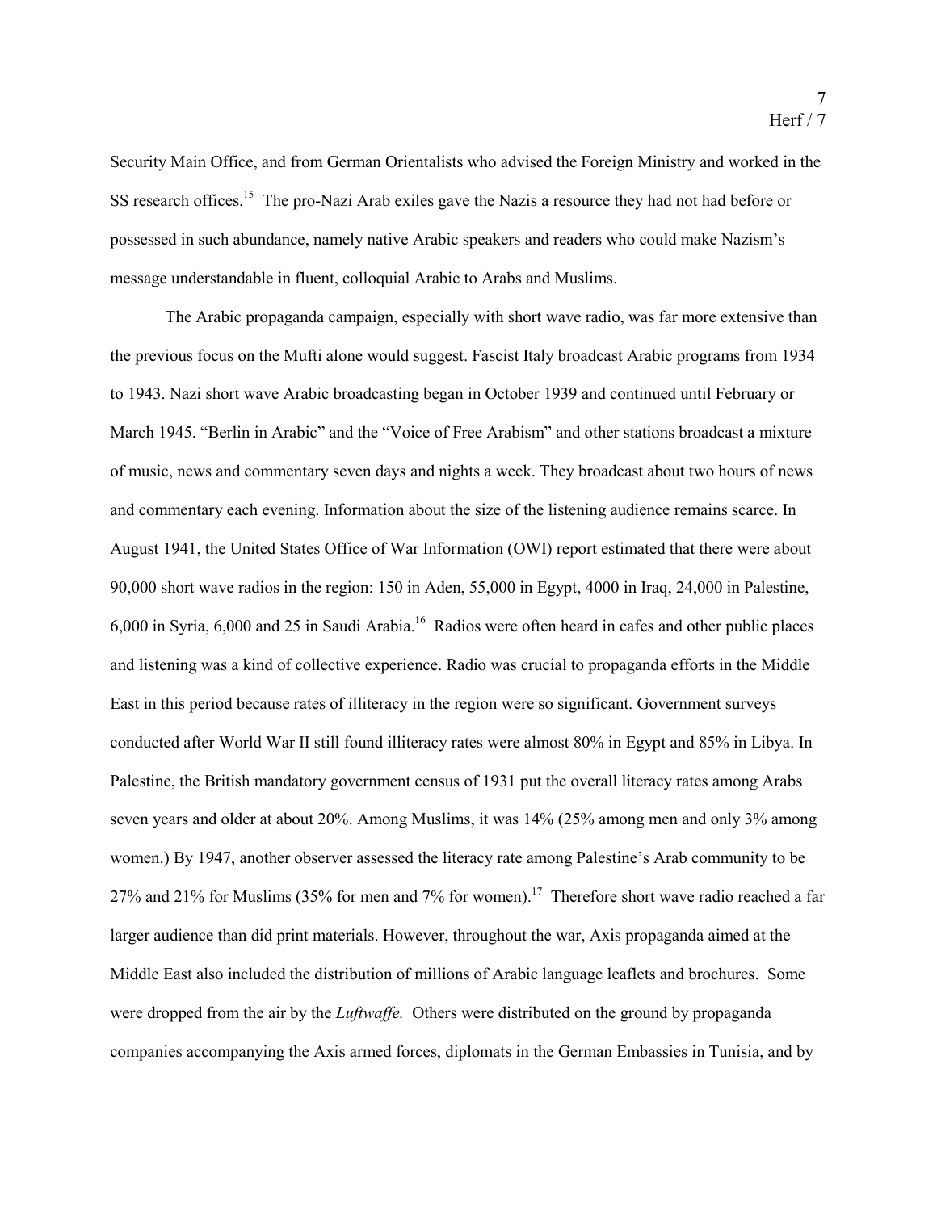Security Main Office, and from German Orientalists who advised the Foreign Ministry and worked in the SS research offices.[15] The pro-Nazi Arab exiles gave the Nazis a resource they had not had before or possessed in such abundance, namely native Arabic speakers and readers who could make Nazism's message understandable in fluent, colloquial Arabic to Arabs and Muslims.

The Arabic propaganda campaign, especially with short wave radio, was far more extensive than the previous focus on the Mufti alone would suggest. Fascist Italy broadcast Arabic programs from 1934 to 1943. Nazi short wave Arabic broadcasting began in October 1939 and continued until February or March 1945. "Berlin in Arabic" and the "Voice of Free Arabism" and other stations broadcast a mixture of music, news and commentary seven days and nights a week. They broadcast about two hours of news and commentary each evening. Information about the size of the listening audience remains scarce. In August 1941, the United States Office of War Information (OWI) report estimated that there were about 90,000 short wave radios in the region: 150 in Aden, 55,000 in Egypt, 4000 in Iraq, 24,000 in Palestine, 6,000 in Syria, 6,000 and 25 in Saudi Arabia.[16] Radios were often heard in cafes and other public places and listening was a kind of collective experience. Radio was crucial to propaganda efforts in the Middle East in this period because rates of illiteracy in the region were so significant. Government surveys conducted after World War II still found illiteracy rates were almost 80% in Egypt and 85% in Libya. In Palestine, the British mandatory government census of 1931 put the overall literacy rates among Arabs seven years and older at about 20%. Among Muslims, it was 14% (25% among men and only 3% among women.) By 1947, another observer assessed the literacy rate among Palestine's Arab community to be 27% and 21% for Muslims (35% for men and 7% for women).[17] Therefore short wave radio reached a far larger audience than did print materials. However, throughout the war, Axis propaganda aimed at the Middle East also included the distribution of millions of Arabic language leaflets and brochures. Some were dropped from the air by the *Luftwaffe.* Others were distributed on the ground by propaganda companies accompanying the Axis armed forces, diplomats in the German Embassies in Tunisia, and by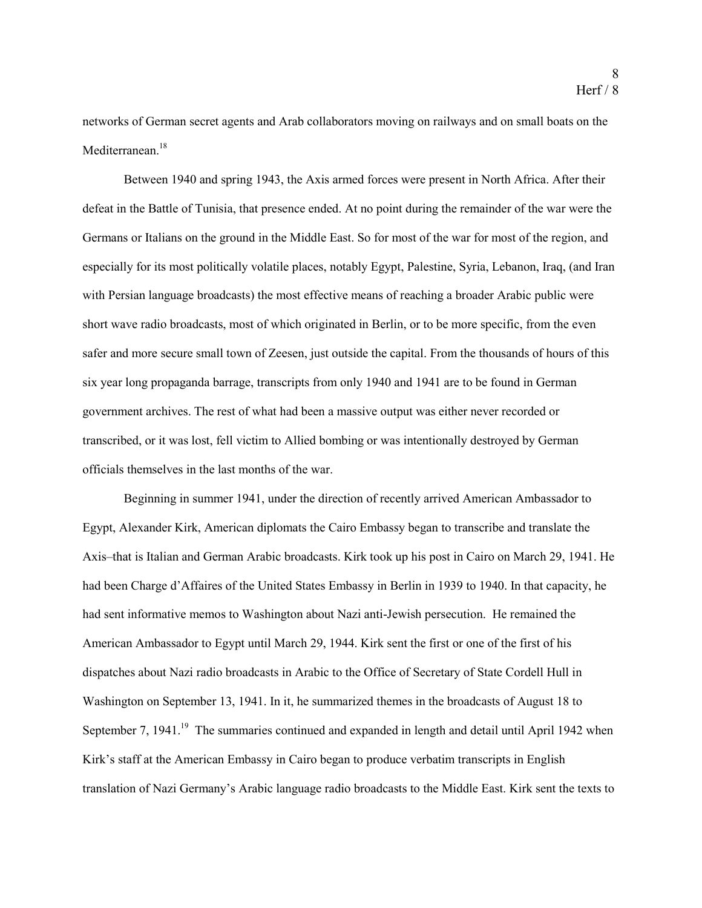networks of German secret agents and Arab collaborators moving on railways and on small boats on the Mediterranean.[18]

Between 1940 and spring 1943, the Axis armed forces were present in North Africa. After their defeat in the Battle of Tunisia, that presence ended. At no point during the remainder of the war were the Germans or Italians on the ground in the Middle East. So for most of the war for most of the region, and especially for its most politically volatile places, notably Egypt, Palestine, Syria, Lebanon, Iraq, (and Iran with Persian language broadcasts) the most effective means of reaching a broader Arabic public were short wave radio broadcasts, most of which originated in Berlin, or to be more specific, from the even safer and more secure small town of Zeesen, just outside the capital. From the thousands of hours of this six year long propaganda barrage, transcripts from only 1940 and 1941 are to be found in German government archives. The rest of what had been a massive output was either never recorded or transcribed, or it was lost, fell victim to Allied bombing or was intentionally destroyed by German officials themselves in the last months of the war.

Beginning in summer 1941, under the direction of recently arrived American Ambassador to Egypt, Alexander Kirk, American diplomats the Cairo Embassy began to transcribe and translate the Axis–that is Italian and German Arabic broadcasts. Kirk took up his post in Cairo on March 29, 1941. He had been Charge d'Affaires of the United States Embassy in Berlin in 1939 to 1940. In that capacity, he had sent informative memos to Washington about Nazi anti-Jewish persecution. He remained the American Ambassador to Egypt until March 29, 1944. Kirk sent the first or one of the first of his dispatches about Nazi radio broadcasts in Arabic to the Office of Secretary of State Cordell Hull in Washington on September 13, 1941. In it, he summarized themes in the broadcasts of August 18 to September 7, 1941.[19] The summaries continued and expanded in length and detail until April 1942 when Kirk's staff at the American Embassy in Cairo began to produce verbatim transcripts in English translation of Nazi Germany's Arabic language radio broadcasts to the Middle East. Kirk sent the texts to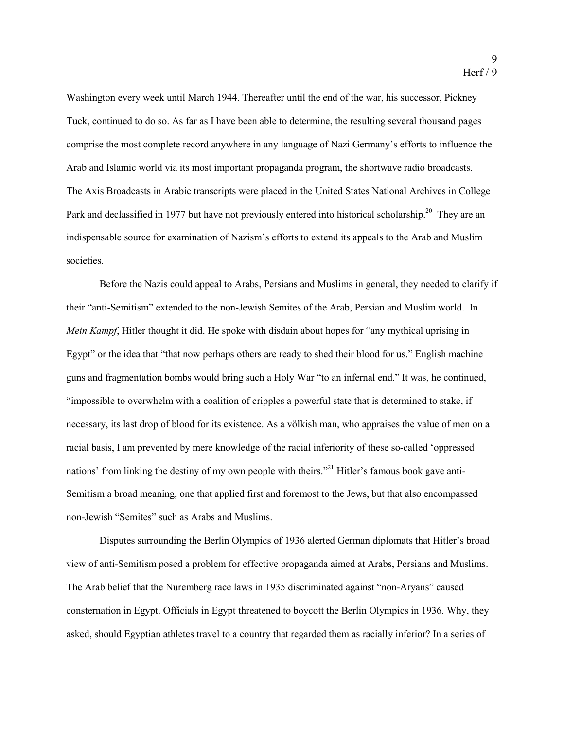Washington every week until March 1944. Thereafter until the end of the war, his successor, Pickney Tuck, continued to do so. As far as I have been able to determine, the resulting several thousand pages comprise the most complete record anywhere in any language of Nazi Germany's efforts to influence the Arab and Islamic world via its most important propaganda program, the shortwave radio broadcasts. The Axis Broadcasts in Arabic transcripts were placed in the United States National Archives in College Park and declassified in 1977 but have not previously entered into historical scholarship.[20] They are an indispensable source for examination of Nazism's efforts to extend its appeals to the Arab and Muslim societies.

Before the Nazis could appeal to Arabs, Persians and Muslims in general, they needed to clarify if their "anti-Semitism" extended to the non-Jewish Semites of the Arab, Persian and Muslim world. In *Mein Kampf*, Hitler thought it did. He spoke with disdain about hopes for "any mythical uprising in Egypt" or the idea that "that now perhaps others are ready to shed their blood for us." English machine guns and fragmentation bombs would bring such a Holy War "to an infernal end." It was, he continued, "impossible to overwhelm with a coalition of cripples a powerful state that is determined to stake, if necessary, its last drop of blood for its existence. As a völkish man, who appraises the value of men on a racial basis, I am prevented by mere knowledge of the racial inferiority of these so-called 'oppressed nations' from linking the destiny of my own people with theirs."[21] Hitler's famous book gave anti-Semitism a broad meaning, one that applied first and foremost to the Jews, but that also encompassed non-Jewish "Semites" such as Arabs and Muslims.

Disputes surrounding the Berlin Olympics of 1936 alerted German diplomats that Hitler's broad view of anti-Semitism posed a problem for effective propaganda aimed at Arabs, Persians and Muslims. The Arab belief that the Nuremberg race laws in 1935 discriminated against "non-Aryans" caused consternation in Egypt. Officials in Egypt threatened to boycott the Berlin Olympics in 1936. Why, they asked, should Egyptian athletes travel to a country that regarded them as racially inferior? In a series of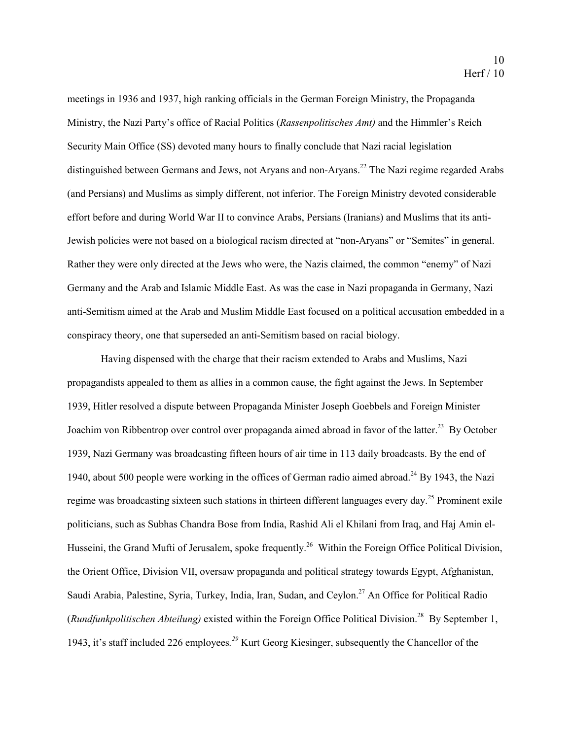meetings in 1936 and 1937, high ranking officials in the German Foreign Ministry, the Propaganda Ministry, the Nazi Party's office of Racial Politics (*Rassenpolitisches Amt)* and the Himmler's Reich Security Main Office (SS) devoted many hours to finally conclude that Nazi racial legislation distinguished between Germans and Jews, not Aryans and non-Aryans.[22] The Nazi regime regarded Arabs (and Persians) and Muslims as simply different, not inferior. The Foreign Ministry devoted considerable effort before and during World War II to convince Arabs, Persians (Iranians) and Muslims that its anti-Jewish policies were not based on a biological racism directed at "non-Aryans" or "Semites" in general. Rather they were only directed at the Jews who were, the Nazis claimed, the common "enemy" of Nazi Germany and the Arab and Islamic Middle East. As was the case in Nazi propaganda in Germany, Nazi anti-Semitism aimed at the Arab and Muslim Middle East focused on a political accusation embedded in a conspiracy theory, one that superseded an anti-Semitism based on racial biology.

Having dispensed with the charge that their racism extended to Arabs and Muslims, Nazi propagandists appealed to them as allies in a common cause, the fight against the Jews. In September 1939, Hitler resolved a dispute between Propaganda Minister Joseph Goebbels and Foreign Minister Joachim von Ribbentrop over control over propaganda aimed abroad in favor of the latter.[23] By October 1939, Nazi Germany was broadcasting fifteen hours of air time in 113 daily broadcasts. By the end of 1940, about 500 people were working in the offices of German radio aimed abroad.[24] By 1943, the Nazi regime was broadcasting sixteen such stations in thirteen different languages every day.[25] Prominent exile politicians, such as Subhas Chandra Bose from India, Rashid Ali el Khilani from Iraq, and Haj Amin el-Husseini, the Grand Mufti of Jerusalem, spoke frequently.[26] Within the Foreign Office Political Division, the Orient Office, Division VII, oversaw propaganda and political strategy towards Egypt, Afghanistan, Saudi Arabia, Palestine, Syria, Turkey, India, Iran, Sudan, and Ceylon.[27] An Office for Political Radio (*Rundfunkpolitischen Abteilung)* existed within the Foreign Office Political Division.[28] By September 1, 1943, it's staff included 226 employees.[29] Kurt Georg Kiesinger, subsequently the Chancellor of the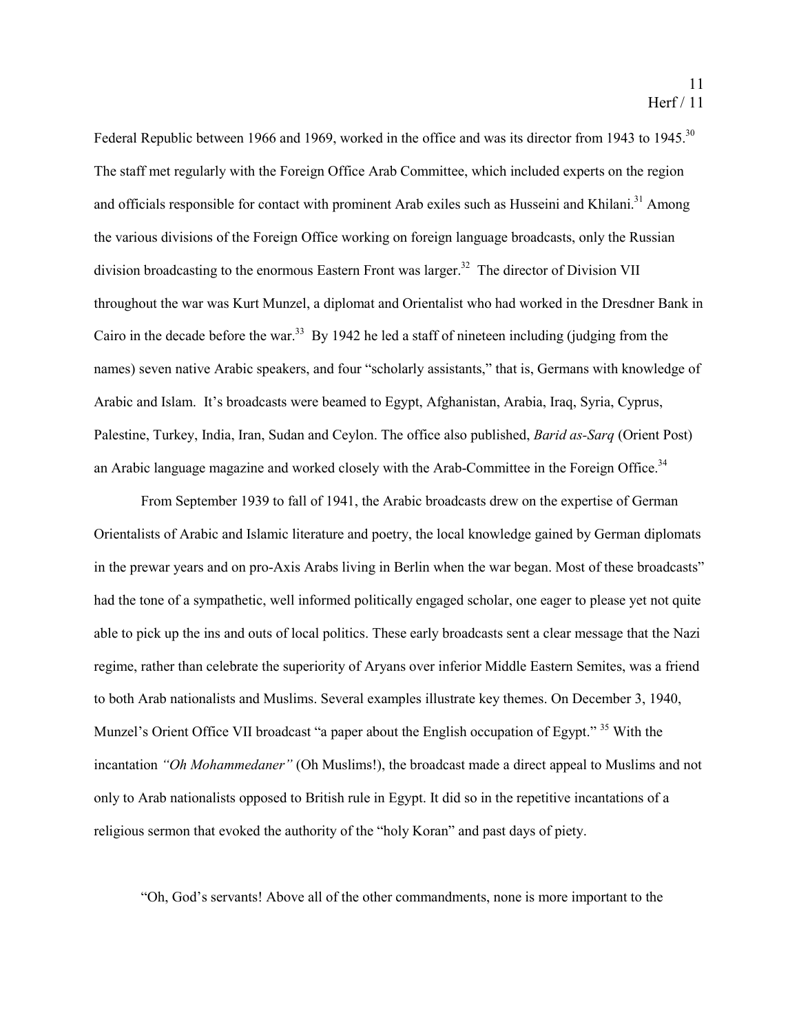Federal Republic between 1966 and 1969, worked in the office and was its director from 1943 to 1945.[30] The staff met regularly with the Foreign Office Arab Committee, which included experts on the region and officials responsible for contact with prominent Arab exiles such as Husseini and Khilani.[31] Among the various divisions of the Foreign Office working on foreign language broadcasts, only the Russian division broadcasting to the enormous Eastern Front was larger.[32] The director of Division VII throughout the war was Kurt Munzel, a diplomat and Orientalist who had worked in the Dresdner Bank in Cairo in the decade before the war.[33] By 1942 he led a staff of nineteen including (judging from the names) seven native Arabic speakers, and four "scholarly assistants," that is, Germans with knowledge of Arabic and Islam. It's broadcasts were beamed to Egypt, Afghanistan, Arabia, Iraq, Syria, Cyprus, Palestine, Turkey, India, Iran, Sudan and Ceylon. The office also published, *Barid as-Sarq* (Orient Post) an Arabic language magazine and worked closely with the Arab-Committee in the Foreign Office.[34]

From September 1939 to fall of 1941, the Arabic broadcasts drew on the expertise of German Orientalists of Arabic and Islamic literature and poetry, the local knowledge gained by German diplomats in the prewar years and on pro-Axis Arabs living in Berlin when the war began. Most of these broadcasts" had the tone of a sympathetic, well informed politically engaged scholar, one eager to please yet not quite able to pick up the ins and outs of local politics. These early broadcasts sent a clear message that the Nazi regime, rather than celebrate the superiority of Aryans over inferior Middle Eastern Semites, was a friend to both Arab nationalists and Muslims. Several examples illustrate key themes. On December 3, 1940, Munzel's Orient Office VII broadcast "a paper about the English occupation of Egypt." [35] With the incantation *"Oh Mohammedaner"* (Oh Muslims!), the broadcast made a direct appeal to Muslims and not only to Arab nationalists opposed to British rule in Egypt. It did so in the repetitive incantations of a religious sermon that evoked the authority of the "holy Koran" and past days of piety.

"Oh, God's servants! Above all of the other commandments, none is more important to the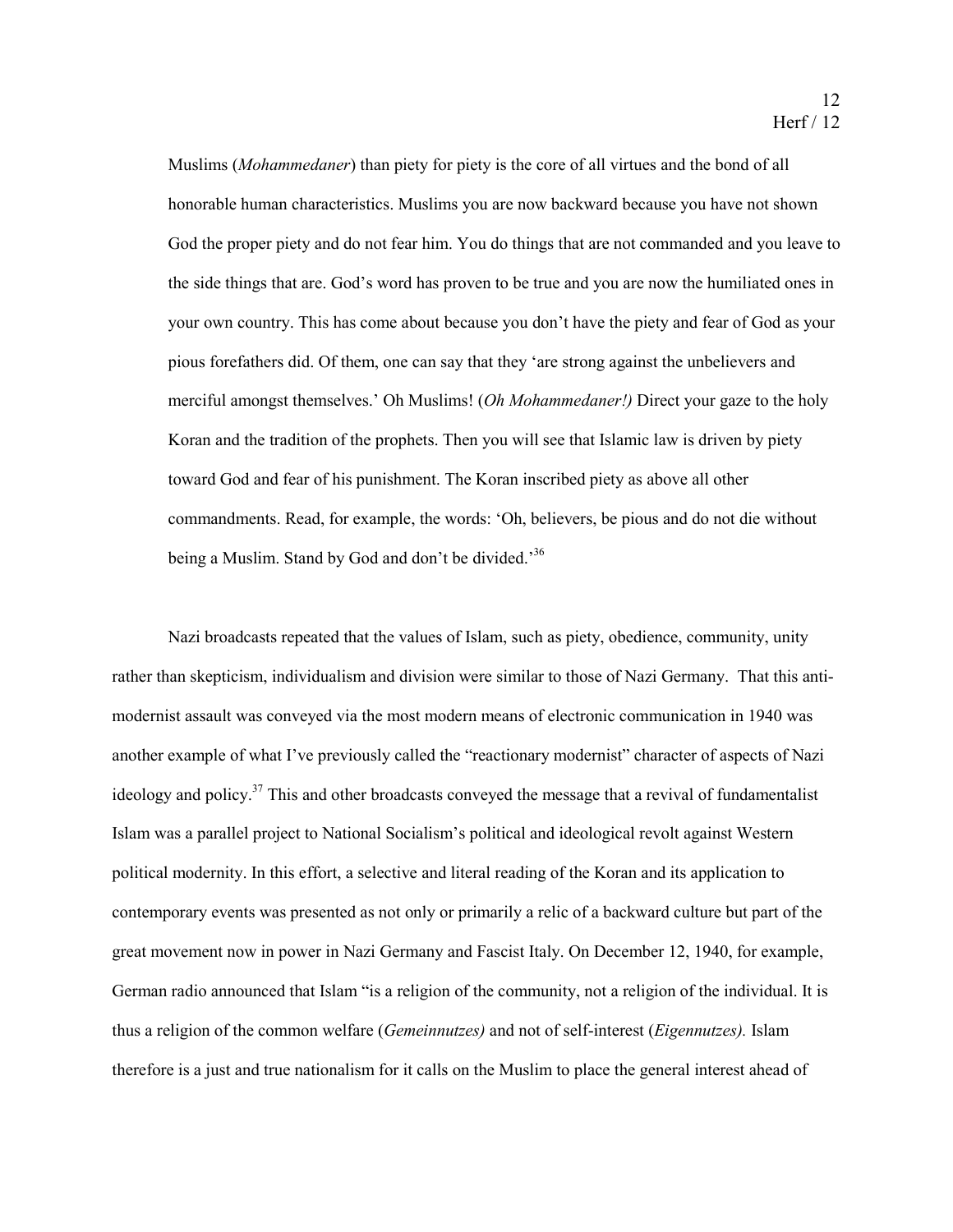Muslims (*Mohammedaner*) than piety for piety is the core of all virtues and the bond of all honorable human characteristics. Muslims you are now backward because you have not shown God the proper piety and do not fear him. You do things that are not commanded and you leave to the side things that are. God's word has proven to be true and you are now the humiliated ones in your own country. This has come about because you don't have the piety and fear of God as your pious forefathers did. Of them, one can say that they 'are strong against the unbelievers and merciful amongst themselves.' Oh Muslims! (*Oh Mohammedaner!)* Direct your gaze to the holy Koran and the tradition of the prophets. Then you will see that Islamic law is driven by piety toward God and fear of his punishment. The Koran inscribed piety as above all other commandments. Read, for example, the words: 'Oh, believers, be pious and do not die without being a Muslim. Stand by God and don't be divided.'[36]

Nazi broadcasts repeated that the values of Islam, such as piety, obedience, community, unity rather than skepticism, individualism and division were similar to those of Nazi Germany. That this anti-modernist assault was conveyed via the most modern means of electronic communication in 1940 was another example of what I've previously called the "reactionary modernist" character of aspects of Nazi ideology and policy.[37] This and other broadcasts conveyed the message that a revival of fundamentalist Islam was a parallel project to National Socialism's political and ideological revolt against Western political modernity. In this effort, a selective and literal reading of the Koran and its application to contemporary events was presented as not only or primarily a relic of a backward culture but part of the great movement now in power in Nazi Germany and Fascist Italy. On December 12, 1940, for example, German radio announced that Islam "is a religion of the community, not a religion of the individual. It is thus a religion of the common welfare (*Gemeinnutzes)* and not of self-interest (*Eigennutzes).* Islam therefore is a just and true nationalism for it calls on the Muslim to place the general interest ahead of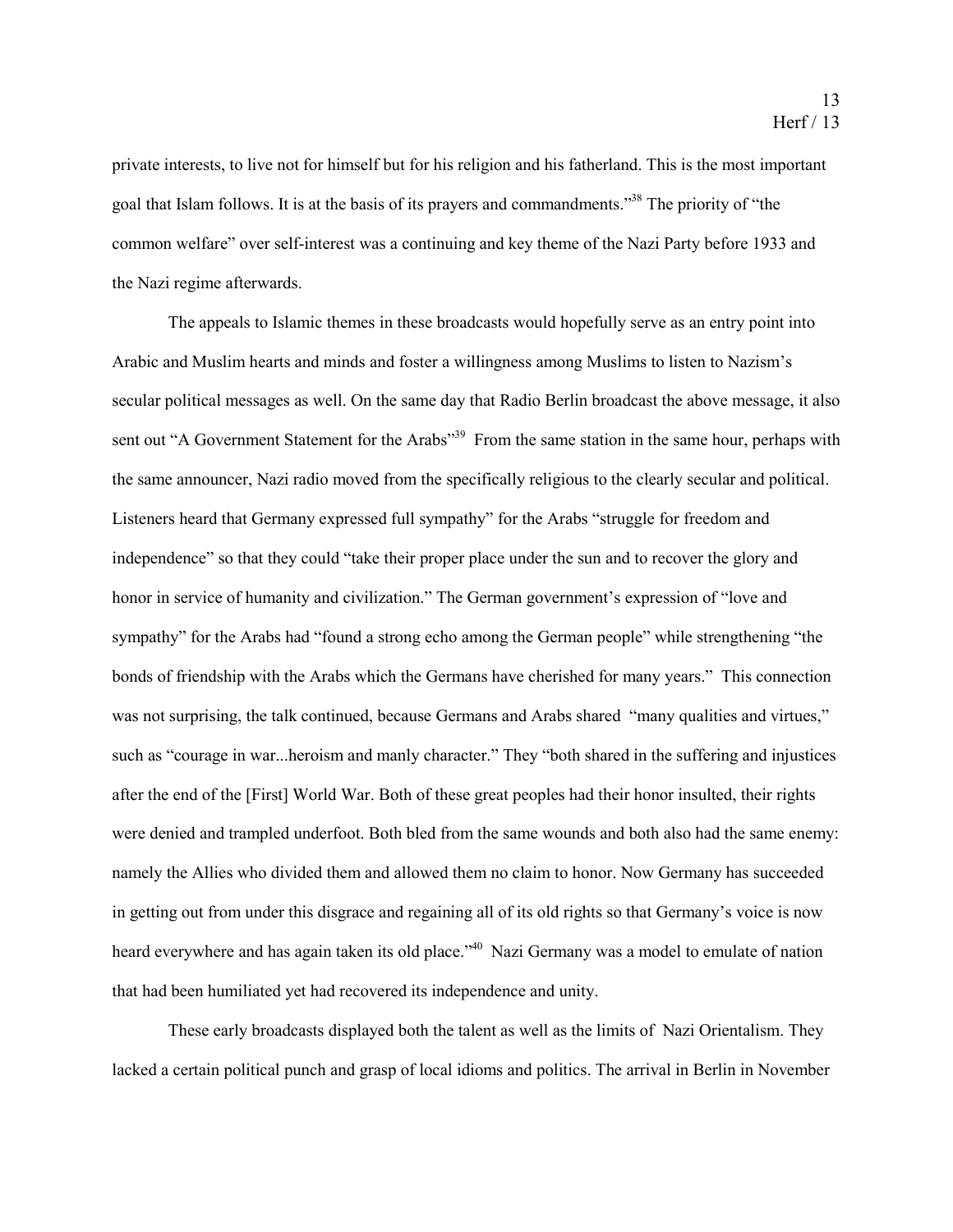private interests, to live not for himself but for his religion and his fatherland. This is the most important goal that Islam follows. It is at the basis of its prayers and commandments."[38] The priority of "the common welfare" over self-interest was a continuing and key theme of the Nazi Party before 1933 and the Nazi regime afterwards.

The appeals to Islamic themes in these broadcasts would hopefully serve as an entry point into Arabic and Muslim hearts and minds and foster a willingness among Muslims to listen to Nazism's secular political messages as well. On the same day that Radio Berlin broadcast the above message, it also sent out "A Government Statement for the Arabs"[39] From the same station in the same hour, perhaps with the same announcer, Nazi radio moved from the specifically religious to the clearly secular and political. Listeners heard that Germany expressed full sympathy" for the Arabs "struggle for freedom and independence" so that they could "take their proper place under the sun and to recover the glory and honor in service of humanity and civilization." The German government's expression of "love and sympathy" for the Arabs had "found a strong echo among the German people" while strengthening "the bonds of friendship with the Arabs which the Germans have cherished for many years." This connection was not surprising, the talk continued, because Germans and Arabs shared "many qualities and virtues," such as "courage in war...heroism and manly character." They "both shared in the suffering and injustices after the end of the [First] World War. Both of these great peoples had their honor insulted, their rights were denied and trampled underfoot. Both bled from the same wounds and both also had the same enemy: namely the Allies who divided them and allowed them no claim to honor. Now Germany has succeeded in getting out from under this disgrace and regaining all of its old rights so that Germany's voice is now heard everywhere and has again taken its old place."[40] Nazi Germany was a model to emulate of nation that had been humiliated yet had recovered its independence and unity.

These early broadcasts displayed both the talent as well as the limits of Nazi Orientalism. They lacked a certain political punch and grasp of local idioms and politics. The arrival in Berlin in November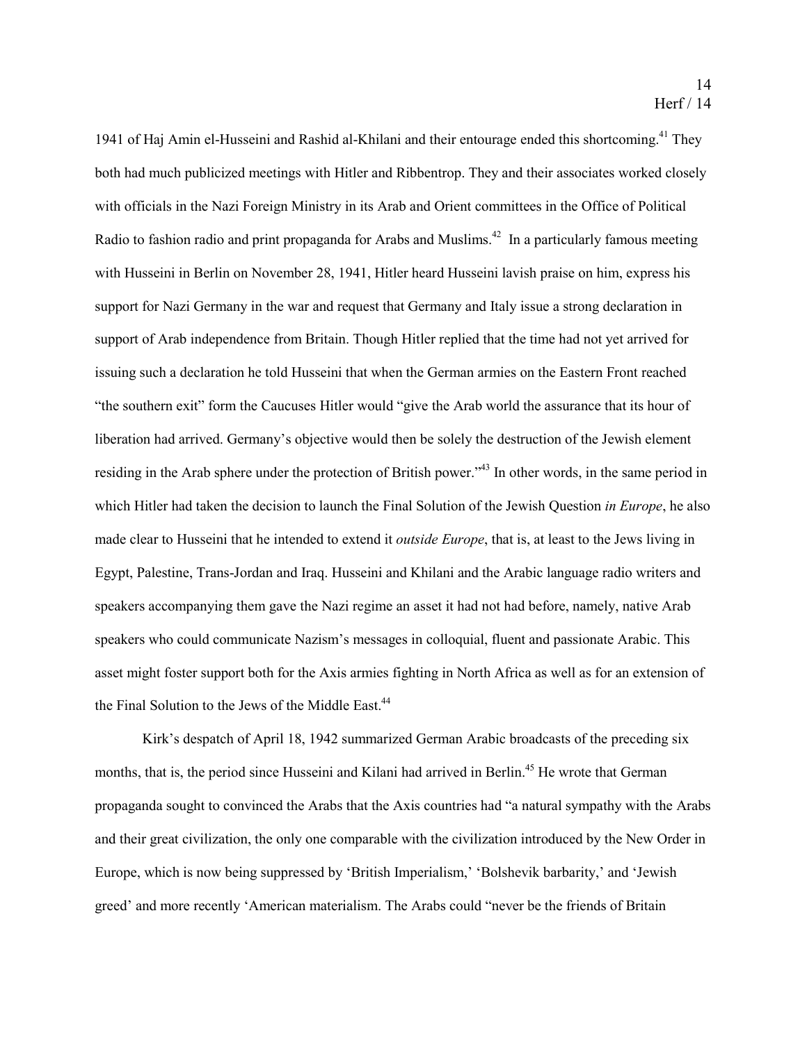1941 of Haj Amin el-Husseini and Rashid al-Khilani and their entourage ended this shortcoming.[41] They both had much publicized meetings with Hitler and Ribbentrop. They and their associates worked closely with officials in the Nazi Foreign Ministry in its Arab and Orient committees in the Office of Political Radio to fashion radio and print propaganda for Arabs and Muslims.[42] In a particularly famous meeting with Husseini in Berlin on November 28, 1941, Hitler heard Husseini lavish praise on him, express his support for Nazi Germany in the war and request that Germany and Italy issue a strong declaration in support of Arab independence from Britain. Though Hitler replied that the time had not yet arrived for issuing such a declaration he told Husseini that when the German armies on the Eastern Front reached "the southern exit" form the Caucuses Hitler would "give the Arab world the assurance that its hour of liberation had arrived. Germany's objective would then be solely the destruction of the Jewish element residing in the Arab sphere under the protection of British power."[43] In other words, in the same period in which Hitler had taken the decision to launch the Final Solution of the Jewish Question *in Europe*, he also made clear to Husseini that he intended to extend it *outside Europe*, that is, at least to the Jews living in Egypt, Palestine, Trans-Jordan and Iraq. Husseini and Khilani and the Arabic language radio writers and speakers accompanying them gave the Nazi regime an asset it had not had before, namely, native Arab speakers who could communicate Nazism's messages in colloquial, fluent and passionate Arabic. This asset might foster support both for the Axis armies fighting in North Africa as well as for an extension of the Final Solution to the Jews of the Middle East.[44]

Kirk's despatch of April 18, 1942 summarized German Arabic broadcasts of the preceding six months, that is, the period since Husseini and Kilani had arrived in Berlin.[45] He wrote that German propaganda sought to convinced the Arabs that the Axis countries had "a natural sympathy with the Arabs and their great civilization, the only one comparable with the civilization introduced by the New Order in Europe, which is now being suppressed by 'British Imperialism,' 'Bolshevik barbarity,' and 'Jewish greed' and more recently 'American materialism. The Arabs could "never be the friends of Britain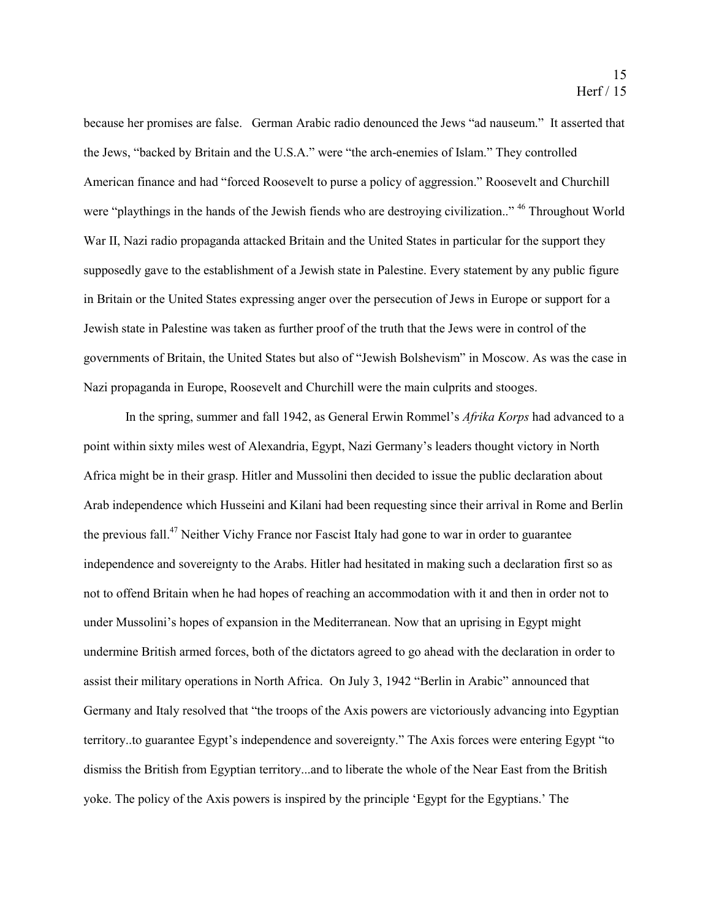because her promises are false. German Arabic radio denounced the Jews "ad nauseum." It asserted that the Jews, "backed by Britain and the U.S.A." were "the arch-enemies of Islam." They controlled American finance and had "forced Roosevelt to purse a policy of aggression." Roosevelt and Churchill were "playthings in the hands of the Jewish fiends who are destroying civilization.." [46] Throughout World War II, Nazi radio propaganda attacked Britain and the United States in particular for the support they supposedly gave to the establishment of a Jewish state in Palestine. Every statement by any public figure in Britain or the United States expressing anger over the persecution of Jews in Europe or support for a Jewish state in Palestine was taken as further proof of the truth that the Jews were in control of the governments of Britain, the United States but also of "Jewish Bolshevism" in Moscow. As was the case in Nazi propaganda in Europe, Roosevelt and Churchill were the main culprits and stooges.

In the spring, summer and fall 1942, as General Erwin Rommel's *Afrika Korps* had advanced to a point within sixty miles west of Alexandria, Egypt, Nazi Germany's leaders thought victory in North Africa might be in their grasp. Hitler and Mussolini then decided to issue the public declaration about Arab independence which Husseini and Kilani had been requesting since their arrival in Rome and Berlin the previous fall.[47] Neither Vichy France nor Fascist Italy had gone to war in order to guarantee independence and sovereignty to the Arabs. Hitler had hesitated in making such a declaration first so as not to offend Britain when he had hopes of reaching an accommodation with it and then in order not to under Mussolini's hopes of expansion in the Mediterranean. Now that an uprising in Egypt might undermine British armed forces, both of the dictators agreed to go ahead with the declaration in order to assist their military operations in North Africa. On July 3, 1942 "Berlin in Arabic" announced that Germany and Italy resolved that "the troops of the Axis powers are victoriously advancing into Egyptian territory..to guarantee Egypt's independence and sovereignty." The Axis forces were entering Egypt "to dismiss the British from Egyptian territory...and to liberate the whole of the Near East from the British yoke. The policy of the Axis powers is inspired by the principle 'Egypt for the Egyptians.' The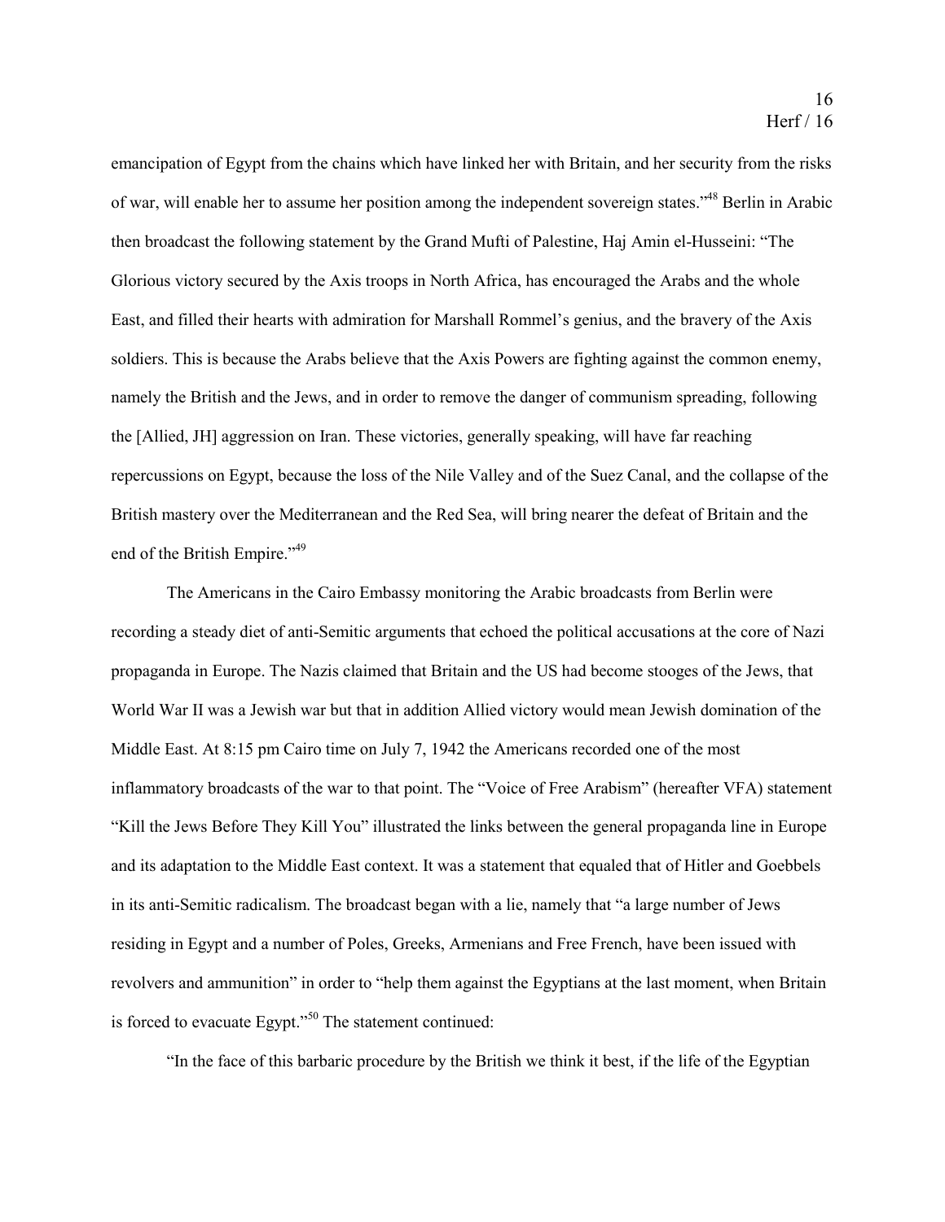emancipation of Egypt from the chains which have linked her with Britain, and her security from the risks of war, will enable her to assume her position among the independent sovereign states."[48] Berlin in Arabic then broadcast the following statement by the Grand Mufti of Palestine, Haj Amin el-Husseini: "The Glorious victory secured by the Axis troops in North Africa, has encouraged the Arabs and the whole East, and filled their hearts with admiration for Marshall Rommel's genius, and the bravery of the Axis soldiers. This is because the Arabs believe that the Axis Powers are fighting against the common enemy, namely the British and the Jews, and in order to remove the danger of communism spreading, following the [Allied, JH] aggression on Iran. These victories, generally speaking, will have far reaching repercussions on Egypt, because the loss of the Nile Valley and of the Suez Canal, and the collapse of the British mastery over the Mediterranean and the Red Sea, will bring nearer the defeat of Britain and the end of the British Empire."[49]

The Americans in the Cairo Embassy monitoring the Arabic broadcasts from Berlin were recording a steady diet of anti-Semitic arguments that echoed the political accusations at the core of Nazi propaganda in Europe. The Nazis claimed that Britain and the US had become stooges of the Jews, that World War II was a Jewish war but that in addition Allied victory would mean Jewish domination of the Middle East. At 8:15 pm Cairo time on July 7, 1942 the Americans recorded one of the most inflammatory broadcasts of the war to that point. The "Voice of Free Arabism" (hereafter VFA) statement "Kill the Jews Before They Kill You" illustrated the links between the general propaganda line in Europe and its adaptation to the Middle East context. It was a statement that equaled that of Hitler and Goebbels in its anti-Semitic radicalism. The broadcast began with a lie, namely that "a large number of Jews residing in Egypt and a number of Poles, Greeks, Armenians and Free French, have been issued with revolvers and ammunition" in order to "help them against the Egyptians at the last moment, when Britain is forced to evacuate Egypt."[50] The statement continued:

"In the face of this barbaric procedure by the British we think it best, if the life of the Egyptian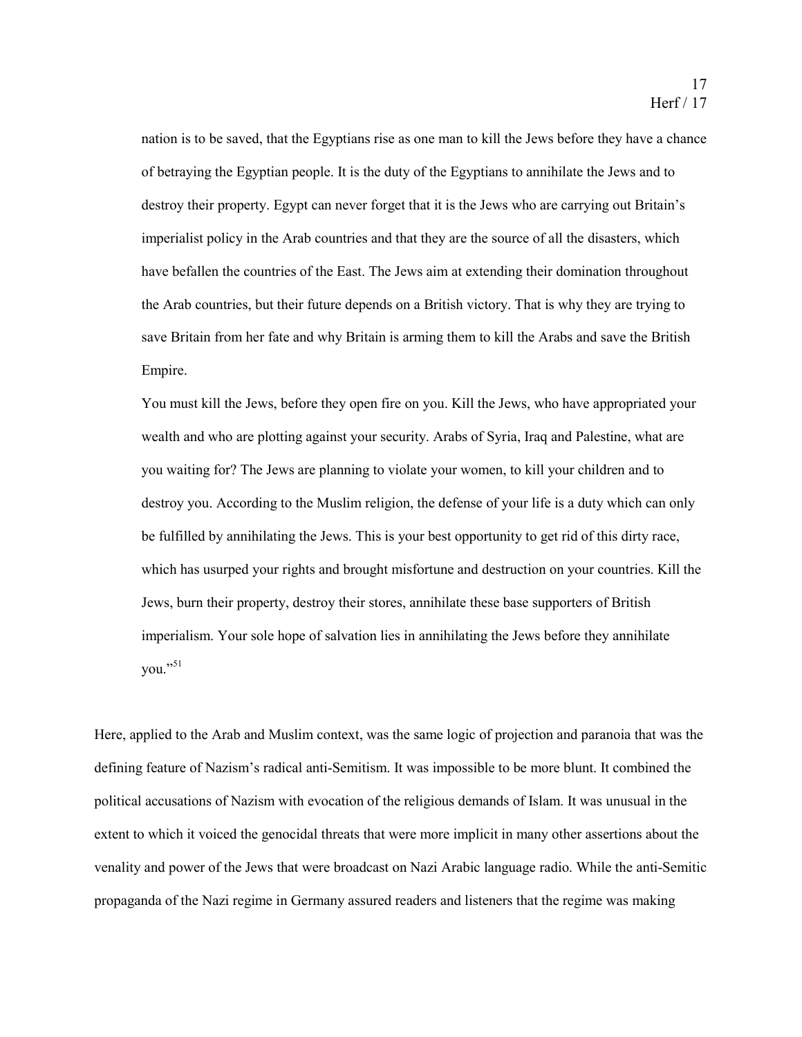> nation is to be saved, that the Egyptians rise as one man to kill the Jews before they have a chance of betraying the Egyptian people. It is the duty of the Egyptians to annihilate the Jews and to destroy their property. Egypt can never forget that it is the Jews who are carrying out Britain's imperialist policy in the Arab countries and that they are the source of all the disasters, which have befallen the countries of the East. The Jews aim at extending their domination throughout the Arab countries, but their future depends on a British victory. That is why they are trying to save Britain from her fate and why Britain is arming them to kill the Arabs and save the British Empire.
>
> You must kill the Jews, before they open fire on you. Kill the Jews, who have appropriated your wealth and who are plotting against your security. Arabs of Syria, Iraq and Palestine, what are you waiting for? The Jews are planning to violate your women, to kill your children and to destroy you. According to the Muslim religion, the defense of your life is a duty which can only be fulfilled by annihilating the Jews. This is your best opportunity to get rid of this dirty race, which has usurped your rights and brought misfortune and destruction on your countries. Kill the Jews, burn their property, destroy their stores, annihilate these base supporters of British imperialism. Your sole hope of salvation lies in annihilating the Jews before they annihilate you."[51]

Here, applied to the Arab and Muslim context, was the same logic of projection and paranoia that was the defining feature of Nazism's radical anti-Semitism. It was impossible to be more blunt. It combined the political accusations of Nazism with evocation of the religious demands of Islam. It was unusual in the extent to which it voiced the genocidal threats that were more implicit in many other assertions about the venality and power of the Jews that were broadcast on Nazi Arabic language radio. While the anti-Semitic propaganda of the Nazi regime in Germany assured readers and listeners that the regime was making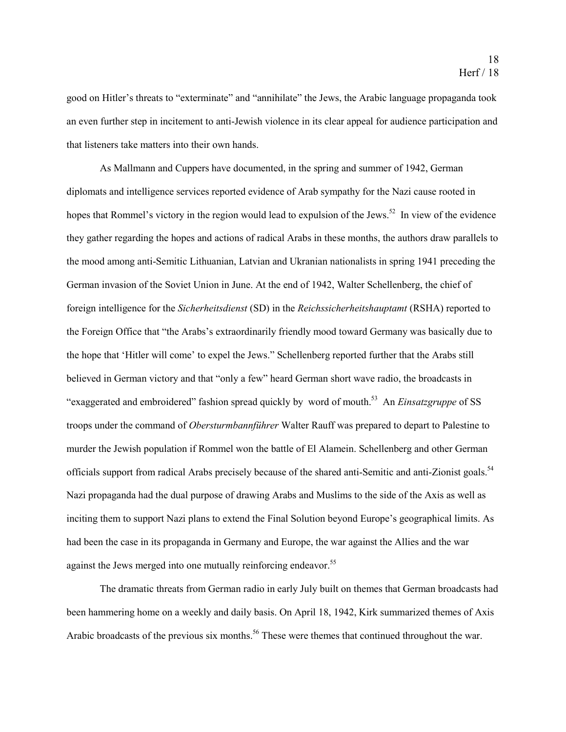good on Hitler's threats to "exterminate" and "annihilate" the Jews, the Arabic language propaganda took an even further step in incitement to anti-Jewish violence in its clear appeal for audience participation and that listeners take matters into their own hands.

As Mallmann and Cuppers have documented, in the spring and summer of 1942, German diplomats and intelligence services reported evidence of Arab sympathy for the Nazi cause rooted in hopes that Rommel's victory in the region would lead to expulsion of the Jews.[52] In view of the evidence they gather regarding the hopes and actions of radical Arabs in these months, the authors draw parallels to the mood among anti-Semitic Lithuanian, Latvian and Ukranian nationalists in spring 1941 preceding the German invasion of the Soviet Union in June. At the end of 1942, Walter Schellenberg, the chief of foreign intelligence for the *Sicherheitsdienst* (SD) in the *Reichssicherheitshauptamt* (RSHA) reported to the Foreign Office that "the Arabs's extraordinarily friendly mood toward Germany was basically due to the hope that 'Hitler will come' to expel the Jews." Schellenberg reported further that the Arabs still believed in German victory and that "only a few" heard German short wave radio, the broadcasts in "exaggerated and embroidered" fashion spread quickly by word of mouth.[53] An *Einsatzgruppe* of SS troops under the command of *Obersturmbannführer* Walter Rauff was prepared to depart to Palestine to murder the Jewish population if Rommel won the battle of El Alamein. Schellenberg and other German officials support from radical Arabs precisely because of the shared anti-Semitic and anti-Zionist goals.[54] Nazi propaganda had the dual purpose of drawing Arabs and Muslims to the side of the Axis as well as inciting them to support Nazi plans to extend the Final Solution beyond Europe's geographical limits. As had been the case in its propaganda in Germany and Europe, the war against the Allies and the war against the Jews merged into one mutually reinforcing endeavor.[55]

The dramatic threats from German radio in early July built on themes that German broadcasts had been hammering home on a weekly and daily basis. On April 18, 1942, Kirk summarized themes of Axis Arabic broadcasts of the previous six months.[56] These were themes that continued throughout the war.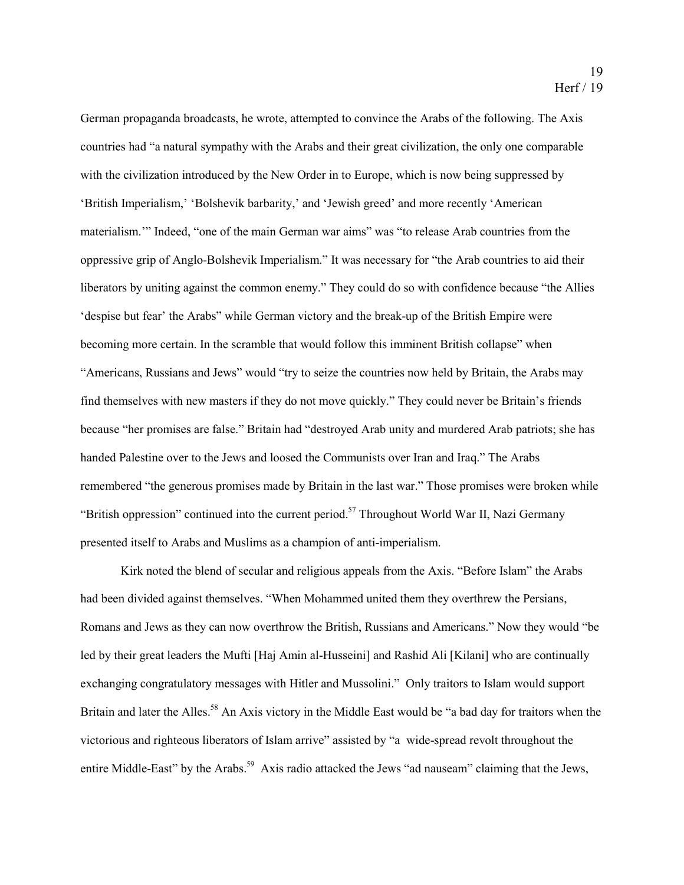German propaganda broadcasts, he wrote, attempted to convince the Arabs of the following. The Axis countries had "a natural sympathy with the Arabs and their great civilization, the only one comparable with the civilization introduced by the New Order in to Europe, which is now being suppressed by 'British Imperialism,' 'Bolshevik barbarity,' and 'Jewish greed' and more recently 'American materialism.'" Indeed, "one of the main German war aims" was "to release Arab countries from the oppressive grip of Anglo-Bolshevik Imperialism." It was necessary for "the Arab countries to aid their liberators by uniting against the common enemy." They could do so with confidence because "the Allies 'despise but fear' the Arabs" while German victory and the break-up of the British Empire were becoming more certain. In the scramble that would follow this imminent British collapse" when "Americans, Russians and Jews" would "try to seize the countries now held by Britain, the Arabs may find themselves with new masters if they do not move quickly." They could never be Britain's friends because "her promises are false." Britain had "destroyed Arab unity and murdered Arab patriots; she has handed Palestine over to the Jews and loosed the Communists over Iran and Iraq." The Arabs remembered "the generous promises made by Britain in the last war." Those promises were broken while "British oppression" continued into the current period.[57] Throughout World War II, Nazi Germany presented itself to Arabs and Muslims as a champion of anti-imperialism.

Kirk noted the blend of secular and religious appeals from the Axis. "Before Islam" the Arabs had been divided against themselves. "When Mohammed united them they overthrew the Persians, Romans and Jews as they can now overthrow the British, Russians and Americans." Now they would "be led by their great leaders the Mufti [Haj Amin al-Husseini] and Rashid Ali [Kilani] who are continually exchanging congratulatory messages with Hitler and Mussolini." Only traitors to Islam would support Britain and later the Alles.[58] An Axis victory in the Middle East would be "a bad day for traitors when the victorious and righteous liberators of Islam arrive" assisted by "a wide-spread revolt throughout the entire Middle-East" by the Arabs.[59] Axis radio attacked the Jews "ad nauseam" claiming that the Jews,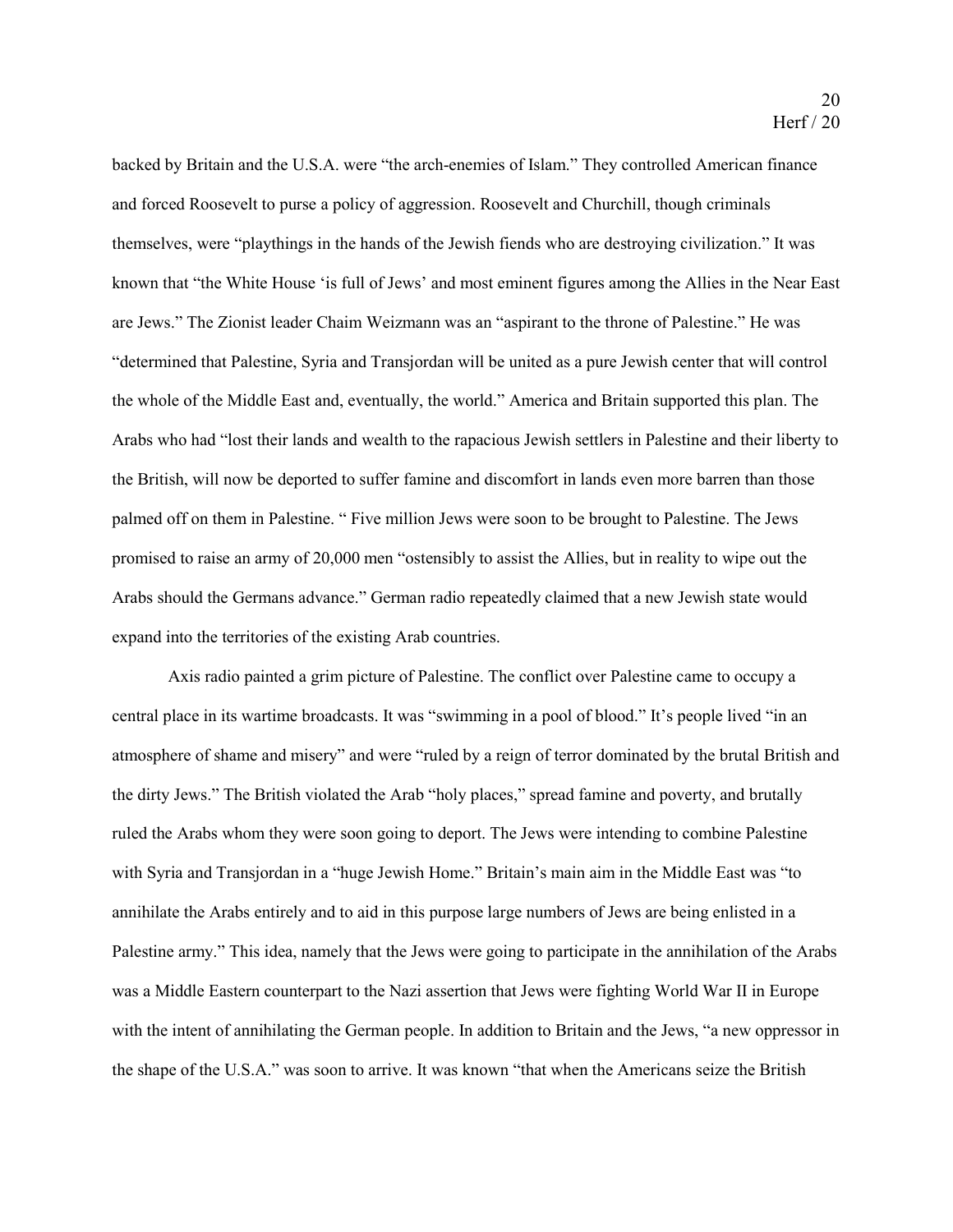backed by Britain and the U.S.A. were "the arch-enemies of Islam." They controlled American finance and forced Roosevelt to purse a policy of aggression. Roosevelt and Churchill, though criminals themselves, were "playthings in the hands of the Jewish fiends who are destroying civilization." It was known that "the White House 'is full of Jews' and most eminent figures among the Allies in the Near East are Jews." The Zionist leader Chaim Weizmann was an "aspirant to the throne of Palestine." He was "determined that Palestine, Syria and Transjordan will be united as a pure Jewish center that will control the whole of the Middle East and, eventually, the world." America and Britain supported this plan. The Arabs who had "lost their lands and wealth to the rapacious Jewish settlers in Palestine and their liberty to the British, will now be deported to suffer famine and discomfort in lands even more barren than those palmed off on them in Palestine. " Five million Jews were soon to be brought to Palestine. The Jews promised to raise an army of 20,000 men "ostensibly to assist the Allies, but in reality to wipe out the Arabs should the Germans advance." German radio repeatedly claimed that a new Jewish state would expand into the territories of the existing Arab countries.

Axis radio painted a grim picture of Palestine. The conflict over Palestine came to occupy a central place in its wartime broadcasts. It was "swimming in a pool of blood." It's people lived "in an atmosphere of shame and misery" and were "ruled by a reign of terror dominated by the brutal British and the dirty Jews." The British violated the Arab "holy places," spread famine and poverty, and brutally ruled the Arabs whom they were soon going to deport. The Jews were intending to combine Palestine with Syria and Transjordan in a "huge Jewish Home." Britain's main aim in the Middle East was "to annihilate the Arabs entirely and to aid in this purpose large numbers of Jews are being enlisted in a Palestine army." This idea, namely that the Jews were going to participate in the annihilation of the Arabs was a Middle Eastern counterpart to the Nazi assertion that Jews were fighting World War II in Europe with the intent of annihilating the German people. In addition to Britain and the Jews, "a new oppressor in the shape of the U.S.A." was soon to arrive. It was known "that when the Americans seize the British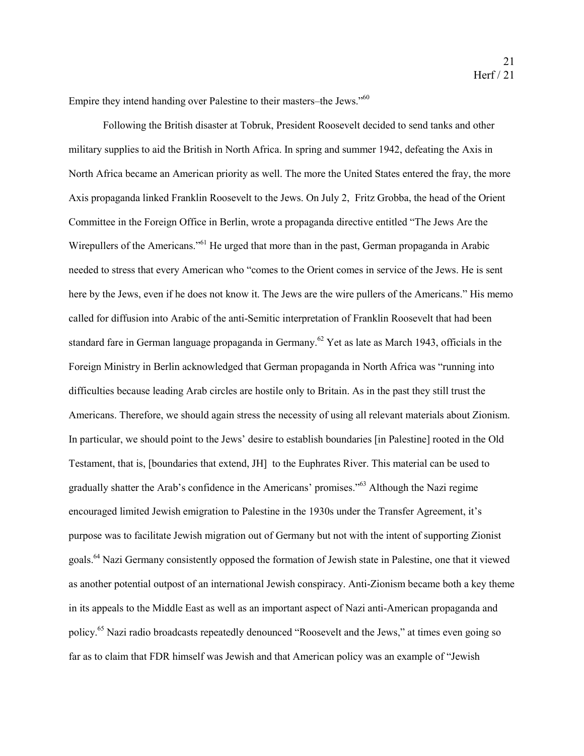Empire they intend handing over Palestine to their masters–the Jews."[60]

Following the British disaster at Tobruk, President Roosevelt decided to send tanks and other military supplies to aid the British in North Africa. In spring and summer 1942, defeating the Axis in North Africa became an American priority as well. The more the United States entered the fray, the more Axis propaganda linked Franklin Roosevelt to the Jews. On July 2, Fritz Grobba, the head of the Orient Committee in the Foreign Office in Berlin, wrote a propaganda directive entitled "The Jews Are the Wirepullers of the Americans."[61] He urged that more than in the past, German propaganda in Arabic needed to stress that every American who "comes to the Orient comes in service of the Jews. He is sent here by the Jews, even if he does not know it. The Jews are the wire pullers of the Americans." His memo called for diffusion into Arabic of the anti-Semitic interpretation of Franklin Roosevelt that had been standard fare in German language propaganda in Germany.[62] Yet as late as March 1943, officials in the Foreign Ministry in Berlin acknowledged that German propaganda in North Africa was "running into difficulties because leading Arab circles are hostile only to Britain. As in the past they still trust the Americans. Therefore, we should again stress the necessity of using all relevant materials about Zionism. In particular, we should point to the Jews' desire to establish boundaries [in Palestine] rooted in the Old Testament, that is, [boundaries that extend, JH] to the Euphrates River. This material can be used to gradually shatter the Arab's confidence in the Americans' promises."[63] Although the Nazi regime encouraged limited Jewish emigration to Palestine in the 1930s under the Transfer Agreement, it's purpose was to facilitate Jewish migration out of Germany but not with the intent of supporting Zionist goals.[64] Nazi Germany consistently opposed the formation of Jewish state in Palestine, one that it viewed as another potential outpost of an international Jewish conspiracy. Anti-Zionism became both a key theme in its appeals to the Middle East as well as an important aspect of Nazi anti-American propaganda and policy.[65] Nazi radio broadcasts repeatedly denounced "Roosevelt and the Jews," at times even going so far as to claim that FDR himself was Jewish and that American policy was an example of "Jewish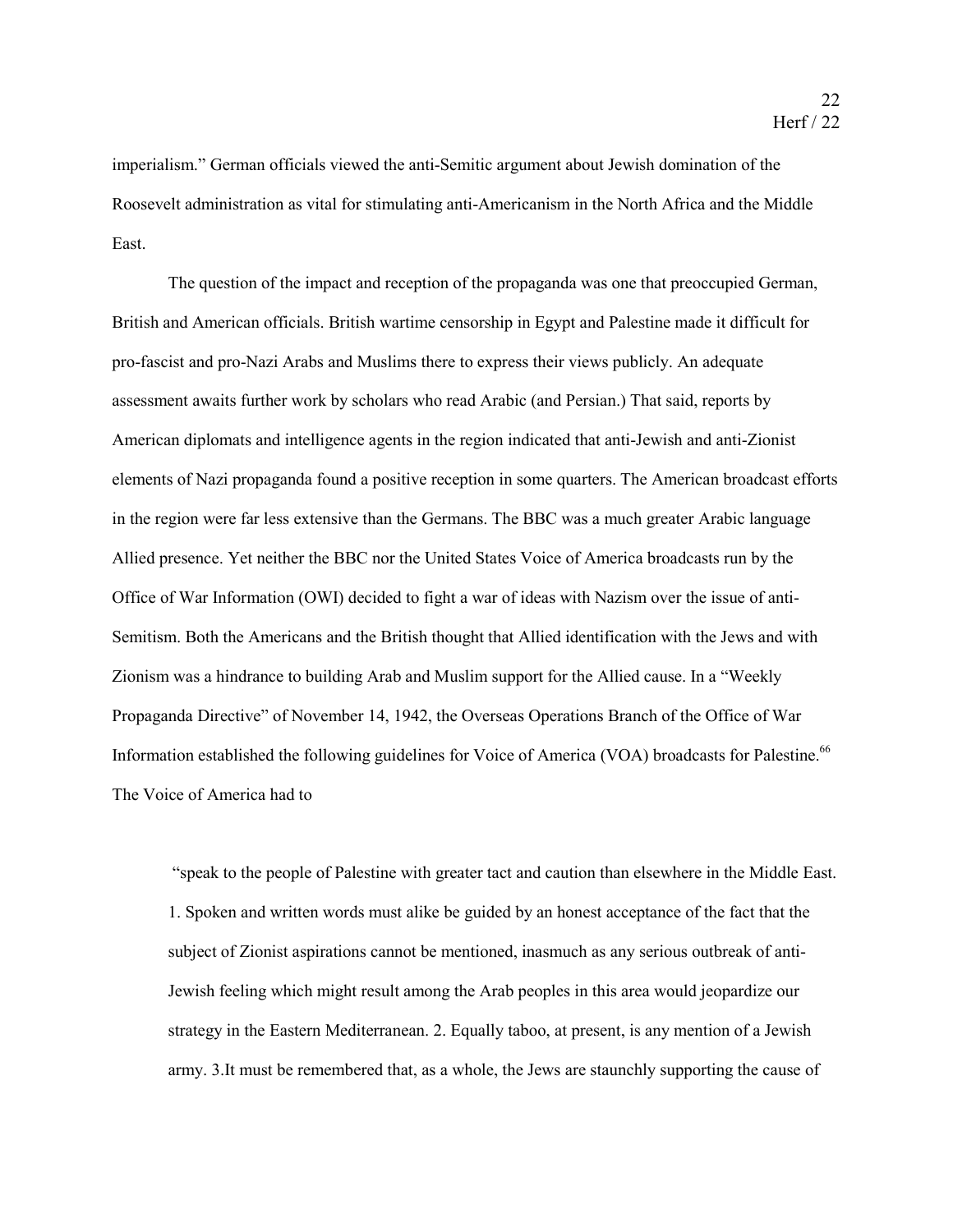imperialism." German officials viewed the anti-Semitic argument about Jewish domination of the Roosevelt administration as vital for stimulating anti-Americanism in the North Africa and the Middle East.

The question of the impact and reception of the propaganda was one that preoccupied German, British and American officials. British wartime censorship in Egypt and Palestine made it difficult for pro-fascist and pro-Nazi Arabs and Muslims there to express their views publicly. An adequate assessment awaits further work by scholars who read Arabic (and Persian.) That said, reports by American diplomats and intelligence agents in the region indicated that anti-Jewish and anti-Zionist elements of Nazi propaganda found a positive reception in some quarters. The American broadcast efforts in the region were far less extensive than the Germans. The BBC was a much greater Arabic language Allied presence. Yet neither the BBC nor the United States Voice of America broadcasts run by the Office of War Information (OWI) decided to fight a war of ideas with Nazism over the issue of anti-Semitism. Both the Americans and the British thought that Allied identification with the Jews and with Zionism was a hindrance to building Arab and Muslim support for the Allied cause. In a "Weekly Propaganda Directive" of November 14, 1942, the Overseas Operations Branch of the Office of War Information established the following guidelines for Voice of America (VOA) broadcasts for Palestine.[66] The Voice of America had to

> "speak to the people of Palestine with greater tact and caution than elsewhere in the Middle East. 1. Spoken and written words must alike be guided by an honest acceptance of the fact that the subject of Zionist aspirations cannot be mentioned, inasmuch as any serious outbreak of anti-Jewish feeling which might result among the Arab peoples in this area would jeopardize our strategy in the Eastern Mediterranean. 2. Equally taboo, at present, is any mention of a Jewish army. 3.It must be remembered that, as a whole, the Jews are staunchly supporting the cause of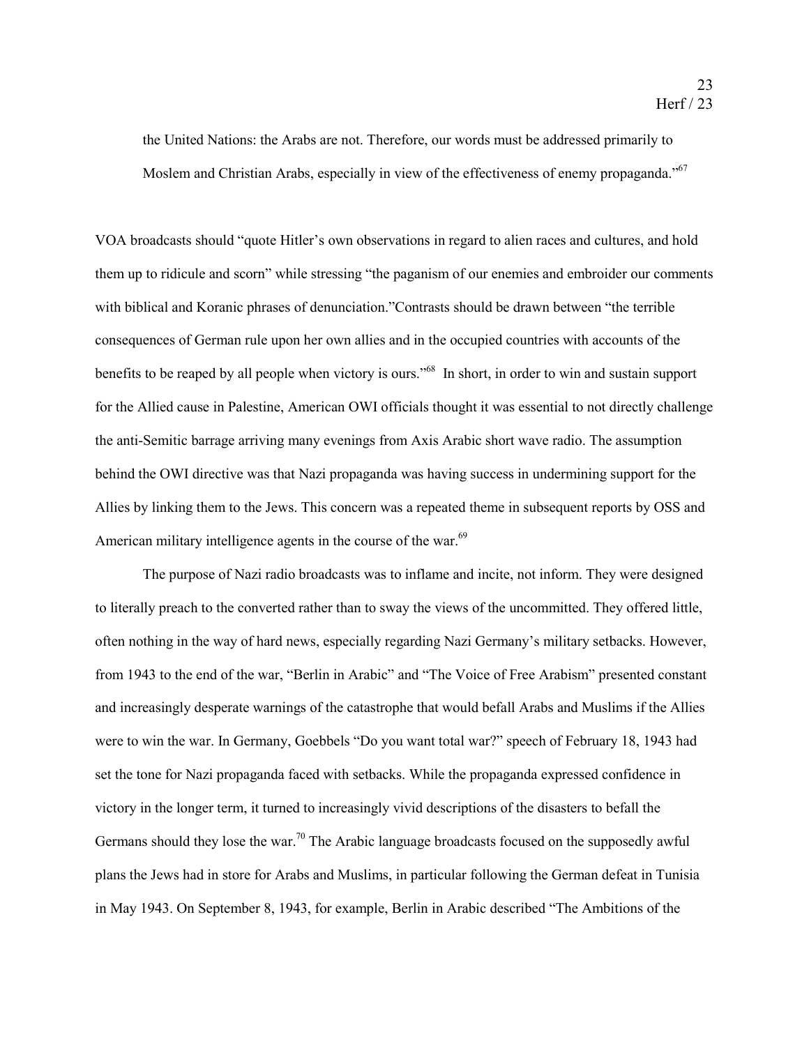the United Nations: the Arabs are not. Therefore, our words must be addressed primarily to Moslem and Christian Arabs, especially in view of the effectiveness of enemy propaganda."[67]

VOA broadcasts should "quote Hitler's own observations in regard to alien races and cultures, and hold them up to ridicule and scorn" while stressing "the paganism of our enemies and embroider our comments with biblical and Koranic phrases of denunciation."Contrasts should be drawn between "the terrible consequences of German rule upon her own allies and in the occupied countries with accounts of the benefits to be reaped by all people when victory is ours."[68] In short, in order to win and sustain support for the Allied cause in Palestine, American OWI officials thought it was essential to not directly challenge the anti-Semitic barrage arriving many evenings from Axis Arabic short wave radio. The assumption behind the OWI directive was that Nazi propaganda was having success in undermining support for the Allies by linking them to the Jews. This concern was a repeated theme in subsequent reports by OSS and American military intelligence agents in the course of the war.[69]

The purpose of Nazi radio broadcasts was to inflame and incite, not inform. They were designed to literally preach to the converted rather than to sway the views of the uncommitted. They offered little, often nothing in the way of hard news, especially regarding Nazi Germany's military setbacks. However, from 1943 to the end of the war, "Berlin in Arabic" and "The Voice of Free Arabism" presented constant and increasingly desperate warnings of the catastrophe that would befall Arabs and Muslims if the Allies were to win the war. In Germany, Goebbels "Do you want total war?" speech of February 18, 1943 had set the tone for Nazi propaganda faced with setbacks. While the propaganda expressed confidence in victory in the longer term, it turned to increasingly vivid descriptions of the disasters to befall the Germans should they lose the war.[70] The Arabic language broadcasts focused on the supposedly awful plans the Jews had in store for Arabs and Muslims, in particular following the German defeat in Tunisia in May 1943. On September 8, 1943, for example, Berlin in Arabic described "The Ambitions of the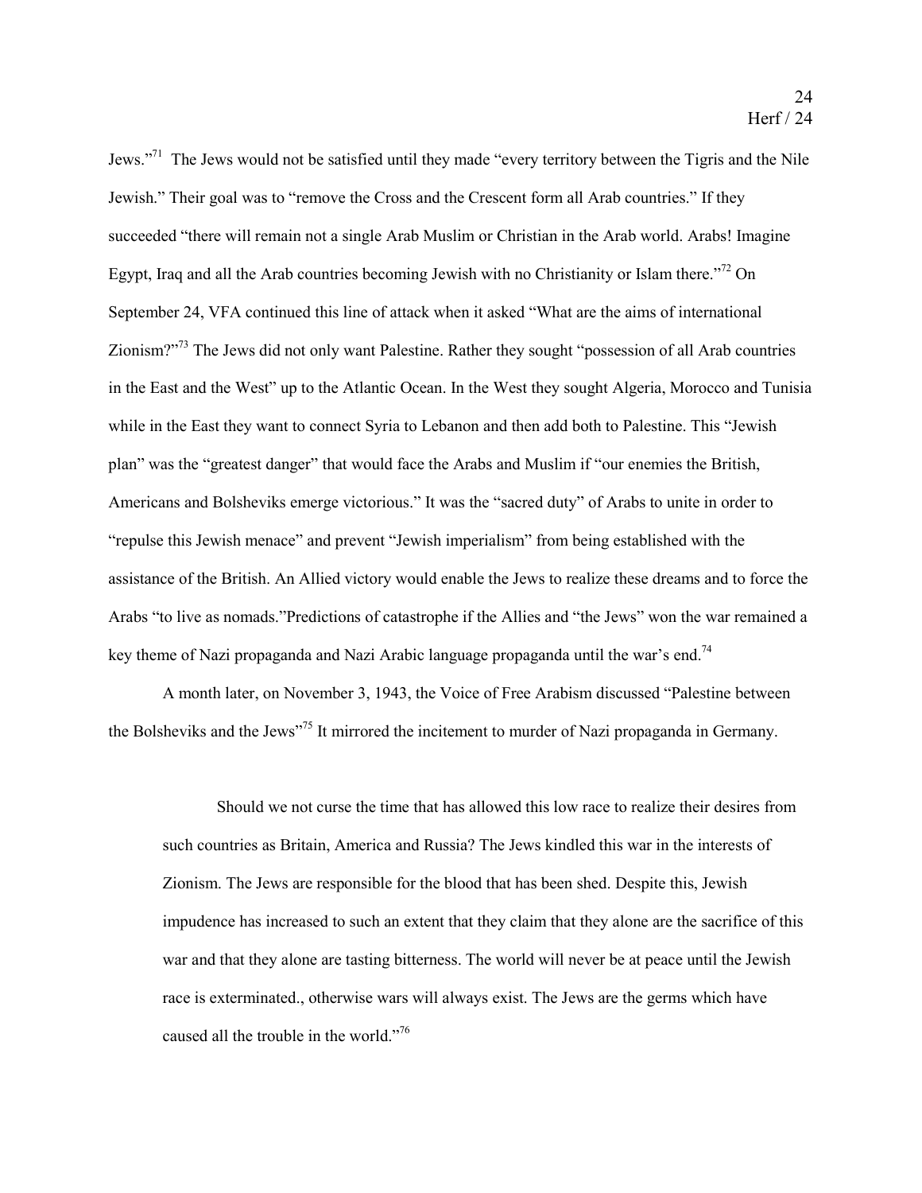Jews."[71] The Jews would not be satisfied until they made "every territory between the Tigris and the Nile Jewish." Their goal was to "remove the Cross and the Crescent form all Arab countries." If they succeeded "there will remain not a single Arab Muslim or Christian in the Arab world. Arabs! Imagine Egypt, Iraq and all the Arab countries becoming Jewish with no Christianity or Islam there."[72] On September 24, VFA continued this line of attack when it asked "What are the aims of international Zionism?"[73] The Jews did not only want Palestine. Rather they sought "possession of all Arab countries in the East and the West" up to the Atlantic Ocean. In the West they sought Algeria, Morocco and Tunisia while in the East they want to connect Syria to Lebanon and then add both to Palestine. This "Jewish plan" was the "greatest danger" that would face the Arabs and Muslim if "our enemies the British, Americans and Bolsheviks emerge victorious." It was the "sacred duty" of Arabs to unite in order to "repulse this Jewish menace" and prevent "Jewish imperialism" from being established with the assistance of the British. An Allied victory would enable the Jews to realize these dreams and to force the Arabs "to live as nomads."Predictions of catastrophe if the Allies and "the Jews" won the war remained a key theme of Nazi propaganda and Nazi Arabic language propaganda until the war's end.[74]

A month later, on November 3, 1943, the Voice of Free Arabism discussed "Palestine between the Bolsheviks and the Jews"[75] It mirrored the incitement to murder of Nazi propaganda in Germany.

> Should we not curse the time that has allowed this low race to realize their desires from such countries as Britain, America and Russia? The Jews kindled this war in the interests of Zionism. The Jews are responsible for the blood that has been shed. Despite this, Jewish impudence has increased to such an extent that they claim that they alone are the sacrifice of this war and that they alone are tasting bitterness. The world will never be at peace until the Jewish race is exterminated., otherwise wars will always exist. The Jews are the germs which have caused all the trouble in the world."[76]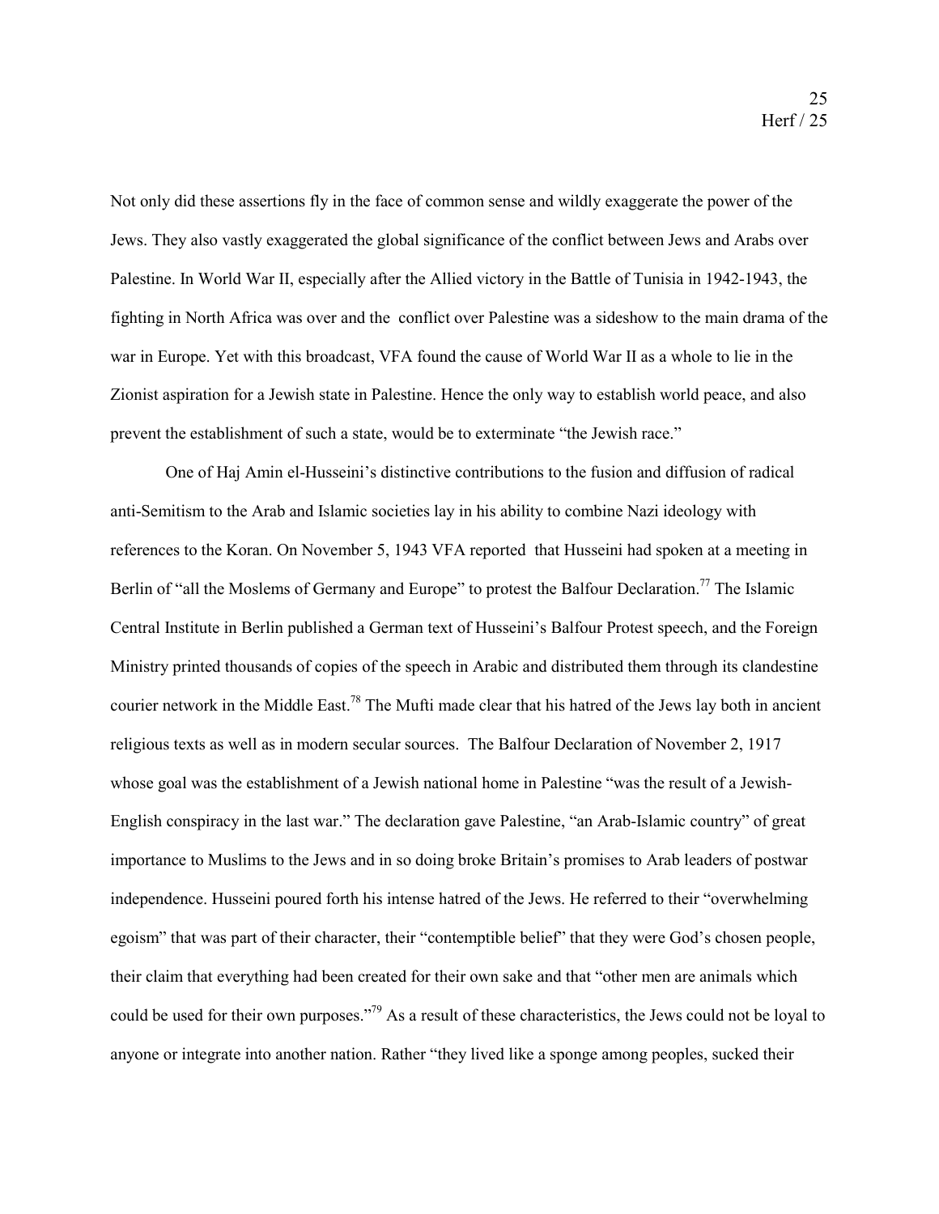Not only did these assertions fly in the face of common sense and wildly exaggerate the power of the Jews. They also vastly exaggerated the global significance of the conflict between Jews and Arabs over Palestine. In World War II, especially after the Allied victory in the Battle of Tunisia in 1942-1943, the fighting in North Africa was over and the conflict over Palestine was a sideshow to the main drama of the war in Europe. Yet with this broadcast, VFA found the cause of World War II as a whole to lie in the Zionist aspiration for a Jewish state in Palestine. Hence the only way to establish world peace, and also prevent the establishment of such a state, would be to exterminate "the Jewish race."

One of Haj Amin el-Husseini's distinctive contributions to the fusion and diffusion of radical anti-Semitism to the Arab and Islamic societies lay in his ability to combine Nazi ideology with references to the Koran. On November 5, 1943 VFA reported that Husseini had spoken at a meeting in Berlin of "all the Moslems of Germany and Europe" to protest the Balfour Declaration.[77] The Islamic Central Institute in Berlin published a German text of Husseini's Balfour Protest speech, and the Foreign Ministry printed thousands of copies of the speech in Arabic and distributed them through its clandestine courier network in the Middle East.[78] The Mufti made clear that his hatred of the Jews lay both in ancient religious texts as well as in modern secular sources. The Balfour Declaration of November 2, 1917 whose goal was the establishment of a Jewish national home in Palestine "was the result of a Jewish-English conspiracy in the last war." The declaration gave Palestine, "an Arab-Islamic country" of great importance to Muslims to the Jews and in so doing broke Britain's promises to Arab leaders of postwar independence. Husseini poured forth his intense hatred of the Jews. He referred to their "overwhelming egoism" that was part of their character, their "contemptible belief" that they were God's chosen people, their claim that everything had been created for their own sake and that "other men are animals which could be used for their own purposes."[79] As a result of these characteristics, the Jews could not be loyal to anyone or integrate into another nation. Rather "they lived like a sponge among peoples, sucked their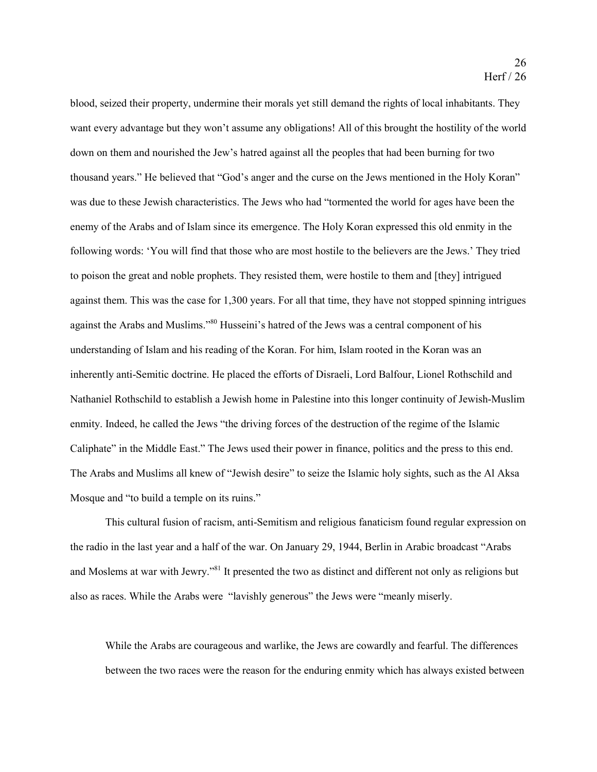blood, seized their property, undermine their morals yet still demand the rights of local inhabitants. They want every advantage but they won't assume any obligations! All of this brought the hostility of the world down on them and nourished the Jew's hatred against all the peoples that had been burning for two thousand years." He believed that "God's anger and the curse on the Jews mentioned in the Holy Koran" was due to these Jewish characteristics. The Jews who had "tormented the world for ages have been the enemy of the Arabs and of Islam since its emergence. The Holy Koran expressed this old enmity in the following words: 'You will find that those who are most hostile to the believers are the Jews.' They tried to poison the great and noble prophets. They resisted them, were hostile to them and [they] intrigued against them. This was the case for 1,300 years. For all that time, they have not stopped spinning intrigues against the Arabs and Muslims."[80] Husseini's hatred of the Jews was a central component of his understanding of Islam and his reading of the Koran. For him, Islam rooted in the Koran was an inherently anti-Semitic doctrine. He placed the efforts of Disraeli, Lord Balfour, Lionel Rothschild and Nathaniel Rothschild to establish a Jewish home in Palestine into this longer continuity of Jewish-Muslim enmity. Indeed, he called the Jews "the driving forces of the destruction of the regime of the Islamic Caliphate" in the Middle East." The Jews used their power in finance, politics and the press to this end. The Arabs and Muslims all knew of "Jewish desire" to seize the Islamic holy sights, such as the Al Aksa Mosque and "to build a temple on its ruins."

This cultural fusion of racism, anti-Semitism and religious fanaticism found regular expression on the radio in the last year and a half of the war. On January 29, 1944, Berlin in Arabic broadcast "Arabs and Moslems at war with Jewry."[81] It presented the two as distinct and different not only as religions but also as races. While the Arabs were "lavishly generous" the Jews were "meanly miserly.

> While the Arabs are courageous and warlike, the Jews are cowardly and fearful. The differences between the two races were the reason for the enduring enmity which has always existed between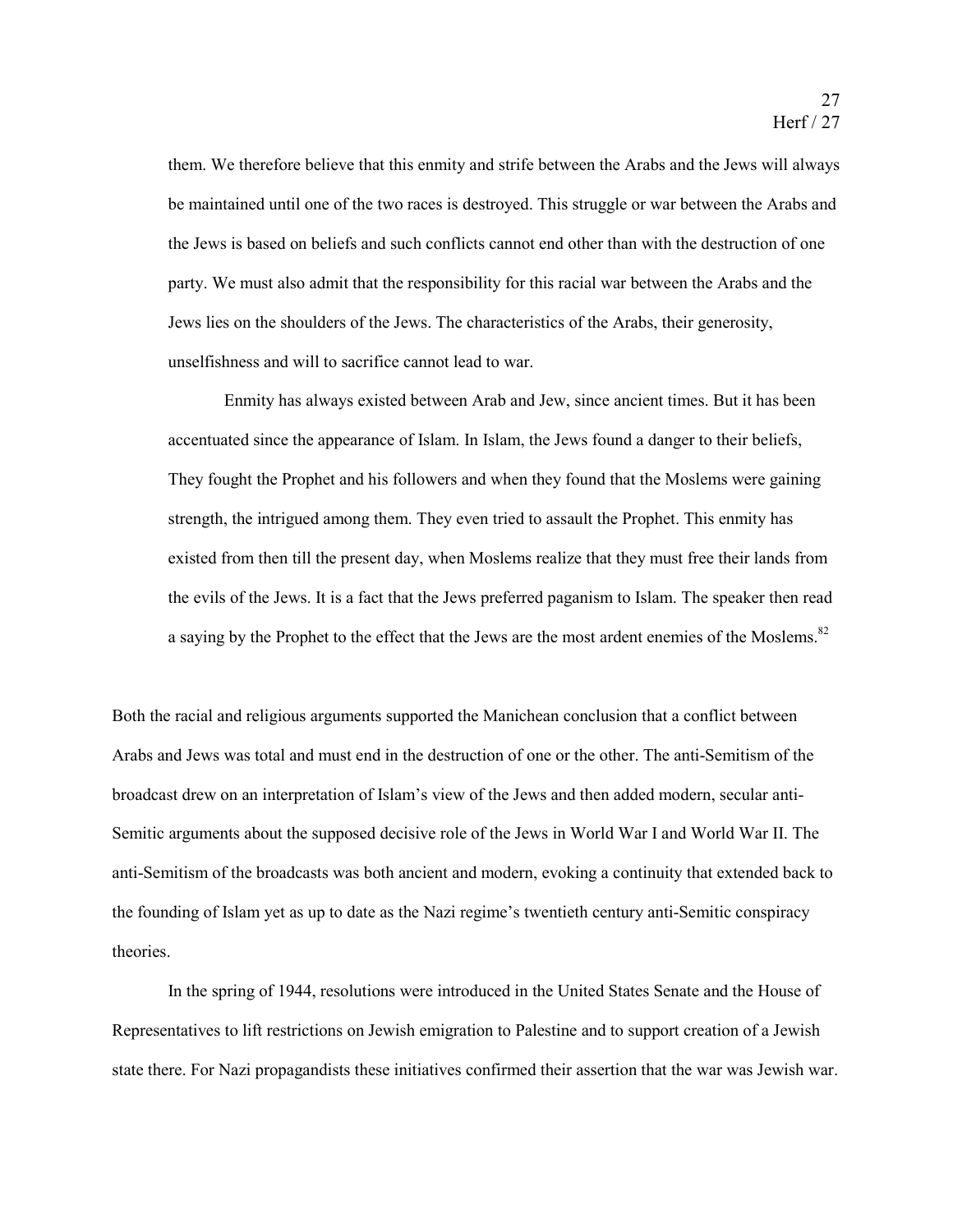> them. We therefore believe that this enmity and strife between the Arabs and the Jews will always be maintained until one of the two races is destroyed. This struggle or war between the Arabs and the Jews is based on beliefs and such conflicts cannot end other than with the destruction of one party. We must also admit that the responsibility for this racial war between the Arabs and the Jews lies on the shoulders of the Jews. The characteristics of the Arabs, their generosity, unselfishness and will to sacrifice cannot lead to war.
>
> Enmity has always existed between Arab and Jew, since ancient times. But it has been accentuated since the appearance of Islam. In Islam, the Jews found a danger to their beliefs, They fought the Prophet and his followers and when they found that the Moslems were gaining strength, the intrigued among them. They even tried to assault the Prophet. This enmity has existed from then till the present day, when Moslems realize that they must free their lands from the evils of the Jews. It is a fact that the Jews preferred paganism to Islam. The speaker then read a saying by the Prophet to the effect that the Jews are the most ardent enemies of the Moslems.[82]

Both the racial and religious arguments supported the Manichean conclusion that a conflict between Arabs and Jews was total and must end in the destruction of one or the other. The anti-Semitism of the broadcast drew on an interpretation of Islam's view of the Jews and then added modern, secular anti-Semitic arguments about the supposed decisive role of the Jews in World War I and World War II. The anti-Semitism of the broadcasts was both ancient and modern, evoking a continuity that extended back to the founding of Islam yet as up to date as the Nazi regime's twentieth century anti-Semitic conspiracy theories.

In the spring of 1944, resolutions were introduced in the United States Senate and the House of Representatives to lift restrictions on Jewish emigration to Palestine and to support creation of a Jewish state there. For Nazi propagandists these initiatives confirmed their assertion that the war was Jewish war.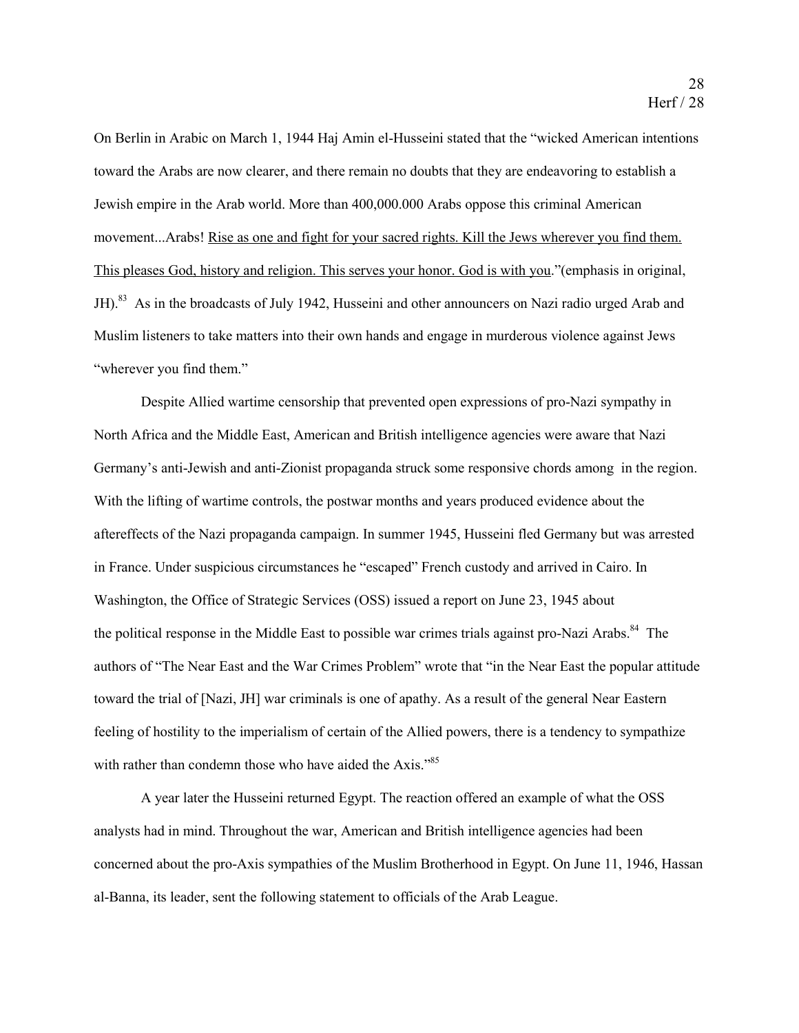On Berlin in Arabic on March 1, 1944 Haj Amin el-Husseini stated that the "wicked American intentions toward the Arabs are now clearer, and there remain no doubts that they are endeavoring to establish a Jewish empire in the Arab world. More than 400,000.000 Arabs oppose this criminal American movement...Arabs! <u>Rise as one and fight for your sacred rights. Kill the Jews wherever you find them. This pleases God, history and religion. This serves your honor. God is with you</u>."(emphasis in original, JH).[83] As in the broadcasts of July 1942, Husseini and other announcers on Nazi radio urged Arab and Muslim listeners to take matters into their own hands and engage in murderous violence against Jews "wherever you find them."

Despite Allied wartime censorship that prevented open expressions of pro-Nazi sympathy in North Africa and the Middle East, American and British intelligence agencies were aware that Nazi Germany's anti-Jewish and anti-Zionist propaganda struck some responsive chords among  in the region. With the lifting of wartime controls, the postwar months and years produced evidence about the aftereffects of the Nazi propaganda campaign. In summer 1945, Husseini fled Germany but was arrested in France. Under suspicious circumstances he "escaped" French custody and arrived in Cairo. In Washington, the Office of Strategic Services (OSS) issued a report on June 23, 1945 about the political response in the Middle East to possible war crimes trials against pro-Nazi Arabs.[84] The authors of "The Near East and the War Crimes Problem" wrote that "in the Near East the popular attitude toward the trial of [Nazi, JH] war criminals is one of apathy. As a result of the general Near Eastern feeling of hostility to the imperialism of certain of the Allied powers, there is a tendency to sympathize with rather than condemn those who have aided the Axis."[85]

A year later the Husseini returned Egypt. The reaction offered an example of what the OSS analysts had in mind. Throughout the war, American and British intelligence agencies had been concerned about the pro-Axis sympathies of the Muslim Brotherhood in Egypt. On June 11, 1946, Hassan al-Banna, its leader, sent the following statement to officials of the Arab League.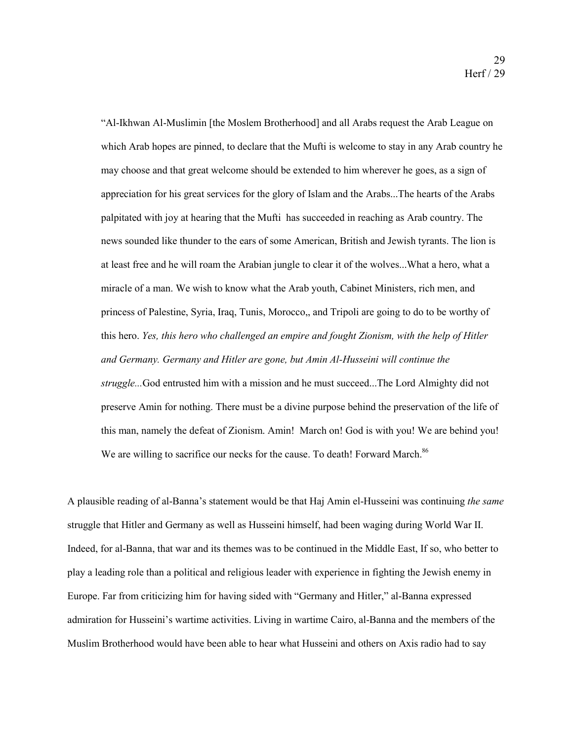> "Al-Ikhwan Al-Muslimin [the Moslem Brotherhood] and all Arabs request the Arab League on which Arab hopes are pinned, to declare that the Mufti is welcome to stay in any Arab country he may choose and that great welcome should be extended to him wherever he goes, as a sign of appreciation for his great services for the glory of Islam and the Arabs...The hearts of the Arabs palpitated with joy at hearing that the Mufti has succeeded in reaching as Arab country. The news sounded like thunder to the ears of some American, British and Jewish tyrants. The lion is at least free and he will roam the Arabian jungle to clear it of the wolves...What a hero, what a miracle of a man. We wish to know what the Arab youth, Cabinet Ministers, rich men, and princess of Palestine, Syria, Iraq, Tunis, Morocco,, and Tripoli are going to do to be worthy of this hero. *Yes, this hero who challenged an empire and fought Zionism, with the help of Hitler and Germany. Germany and Hitler are gone, but Amin Al-Husseini will continue the struggle...*God entrusted him with a mission and he must succeed...The Lord Almighty did not preserve Amin for nothing. There must be a divine purpose behind the preservation of the life of this man, namely the defeat of Zionism. Amin! March on! God is with you! We are behind you! We are willing to sacrifice our necks for the cause. To death! Forward March.[86]

A plausible reading of al-Banna's statement would be that Haj Amin el-Husseini was continuing *the same* struggle that Hitler and Germany as well as Husseini himself, had been waging during World War II. Indeed, for al-Banna, that war and its themes was to be continued in the Middle East, If so, who better to play a leading role than a political and religious leader with experience in fighting the Jewish enemy in Europe. Far from criticizing him for having sided with "Germany and Hitler," al-Banna expressed admiration for Husseini's wartime activities. Living in wartime Cairo, al-Banna and the members of the Muslim Brotherhood would have been able to hear what Husseini and others on Axis radio had to say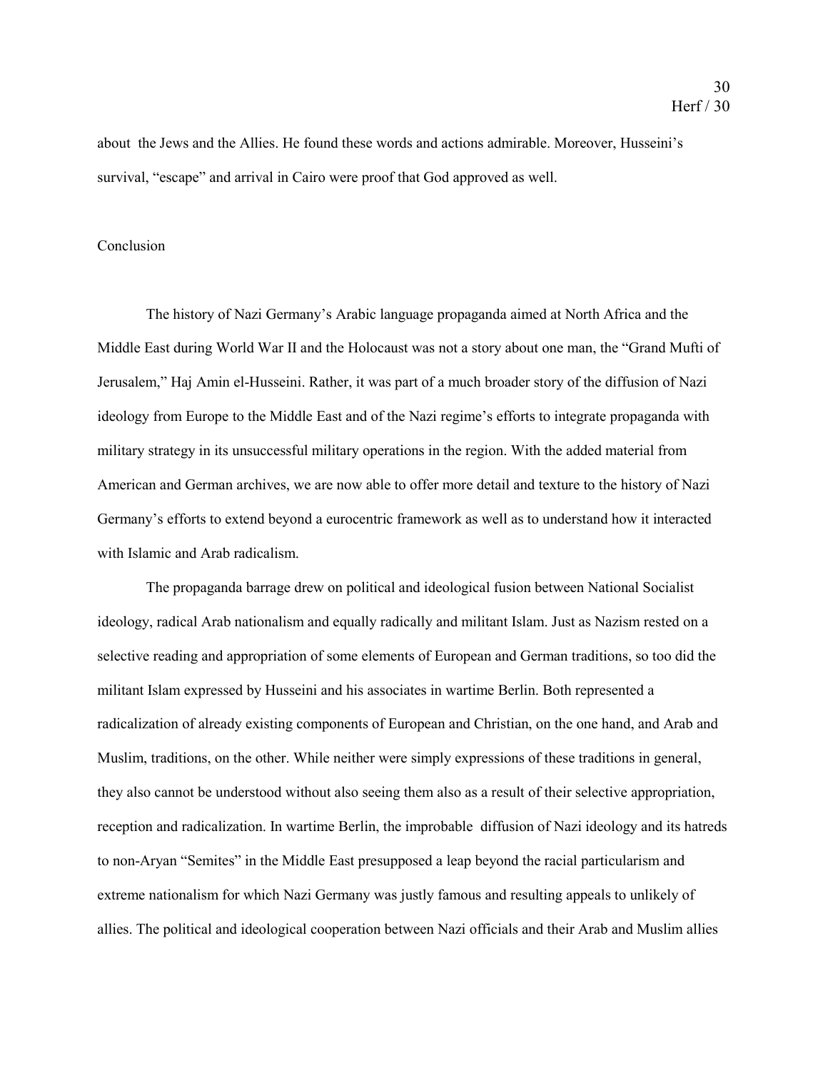about  the Jews and the Allies. He found these words and actions admirable. Moreover, Husseini's survival, "escape" and arrival in Cairo were proof that God approved as well.

## Conclusion

The history of Nazi Germany's Arabic language propaganda aimed at North Africa and the Middle East during World War II and the Holocaust was not a story about one man, the "Grand Mufti of Jerusalem," Haj Amin el-Husseini. Rather, it was part of a much broader story of the diffusion of Nazi ideology from Europe to the Middle East and of the Nazi regime's efforts to integrate propaganda with military strategy in its unsuccessful military operations in the region. With the added material from American and German archives, we are now able to offer more detail and texture to the history of Nazi Germany's efforts to extend beyond a eurocentric framework as well as to understand how it interacted with Islamic and Arab radicalism.

The propaganda barrage drew on political and ideological fusion between National Socialist ideology, radical Arab nationalism and equally radically and militant Islam. Just as Nazism rested on a selective reading and appropriation of some elements of European and German traditions, so too did the militant Islam expressed by Husseini and his associates in wartime Berlin. Both represented a radicalization of already existing components of European and Christian, on the one hand, and Arab and Muslim, traditions, on the other. While neither were simply expressions of these traditions in general, they also cannot be understood without also seeing them also as a result of their selective appropriation, reception and radicalization. In wartime Berlin, the improbable  diffusion of Nazi ideology and its hatreds to non-Aryan "Semites" in the Middle East presupposed a leap beyond the racial particularism and extreme nationalism for which Nazi Germany was justly famous and resulting appeals to unlikely of allies. The political and ideological cooperation between Nazi officials and their Arab and Muslim allies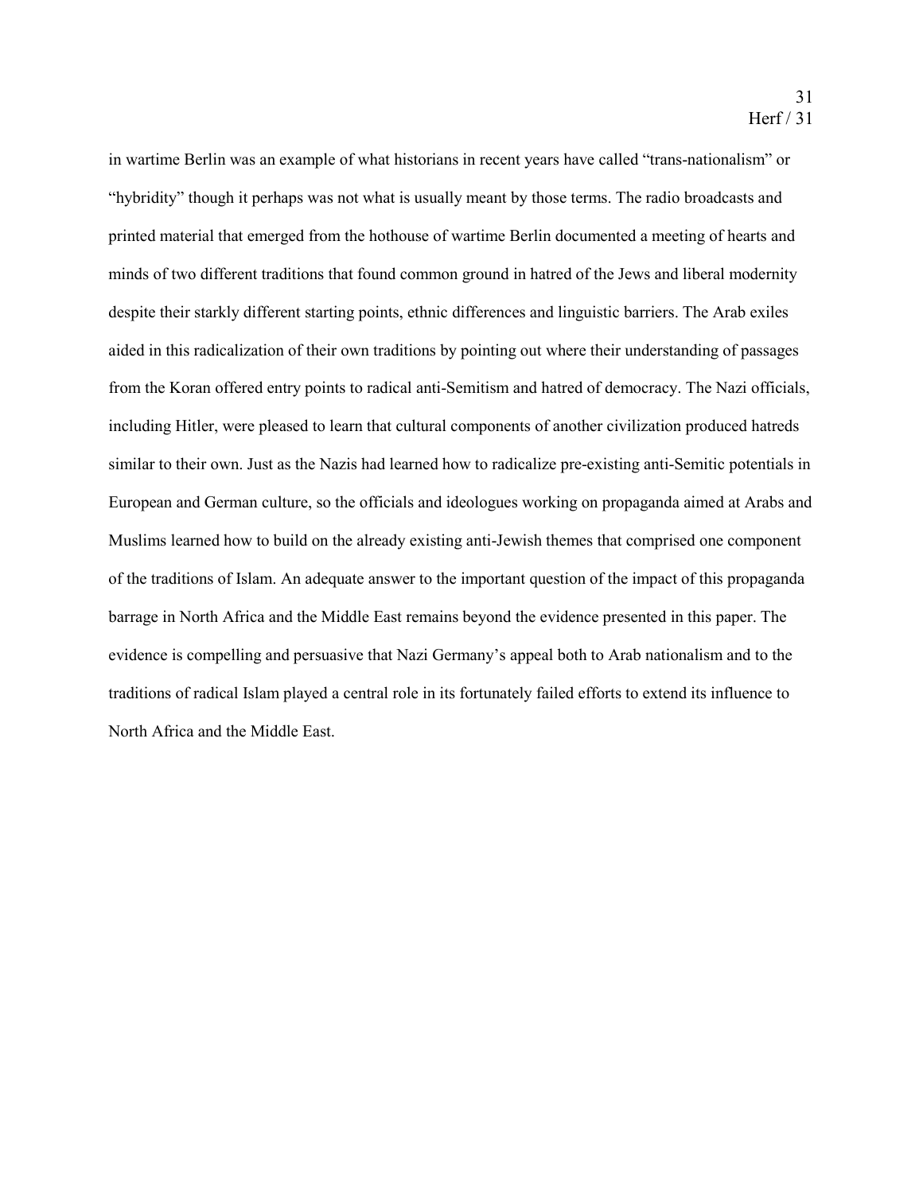in wartime Berlin was an example of what historians in recent years have called "trans-nationalism" or "hybridity" though it perhaps was not what is usually meant by those terms. The radio broadcasts and printed material that emerged from the hothouse of wartime Berlin documented a meeting of hearts and minds of two different traditions that found common ground in hatred of the Jews and liberal modernity despite their starkly different starting points, ethnic differences and linguistic barriers. The Arab exiles aided in this radicalization of their own traditions by pointing out where their understanding of passages from the Koran offered entry points to radical anti-Semitism and hatred of democracy. The Nazi officials, including Hitler, were pleased to learn that cultural components of another civilization produced hatreds similar to their own. Just as the Nazis had learned how to radicalize pre-existing anti-Semitic potentials in European and German culture, so the officials and ideologues working on propaganda aimed at Arabs and Muslims learned how to build on the already existing anti-Jewish themes that comprised one component of the traditions of Islam. An adequate answer to the important question of the impact of this propaganda barrage in North Africa and the Middle East remains beyond the evidence presented in this paper. The evidence is compelling and persuasive that Nazi Germany's appeal both to Arab nationalism and to the traditions of radical Islam played a central role in its fortunately failed efforts to extend its influence to North Africa and the Middle East.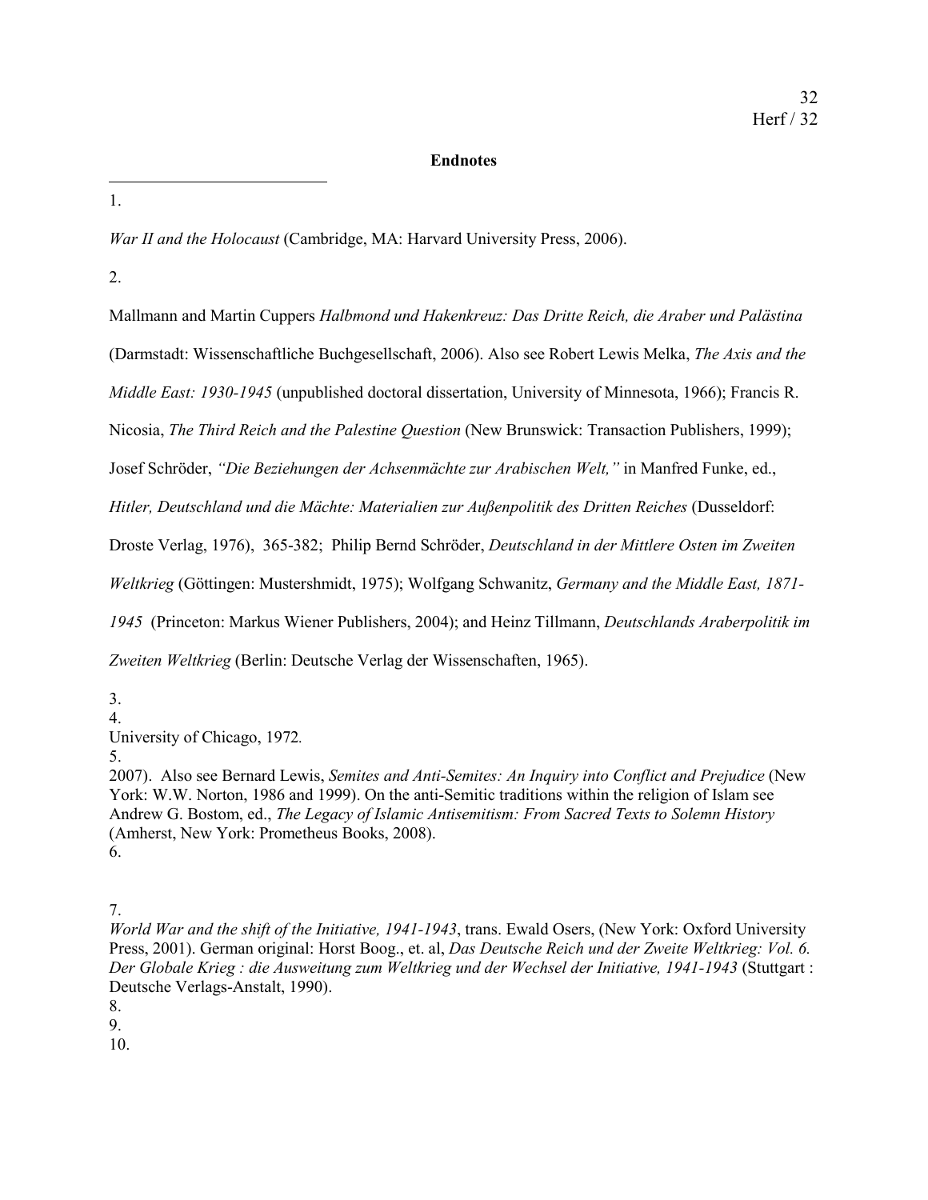## Endnotes

1.

*War II and the Holocaust* (Cambridge, MA: Harvard University Press, 2006).

2.

Mallmann and Martin Cuppers *Halbmond und Hakenkreuz: Das Dritte Reich, die Araber und Palästina* (Darmstadt: Wissenschaftliche Buchgesellschaft, 2006). Also see Robert Lewis Melka, *The Axis and the Middle East: 1930-1945* (unpublished doctoral dissertation, University of Minnesota, 1966); Francis R. Nicosia, *The Third Reich and the Palestine Question* (New Brunswick: Transaction Publishers, 1999); Josef Schröder, *"Die Beziehungen der Achsenmächte zur Arabischen Welt,"* in Manfred Funke, ed., *Hitler, Deutschland und die Mächte: Materialien zur Außenpolitik des Dritten Reiches* (Dusseldorf: Droste Verlag, 1976), 365-382; Philip Bernd Schröder, *Deutschland in der Mittlere Osten im Zweiten Weltkrieg* (Göttingen: Mustershmidt, 1975); Wolfgang Schwanitz, *Germany and the Middle East, 1871-1945* (Princeton: Markus Wiener Publishers, 2004); and Heinz Tillmann, *Deutschlands Araberpolitik im Zweiten Weltkrieg* (Berlin: Deutsche Verlag der Wissenschaften, 1965).

3.

4.

University of Chicago, 1972*.*

5.

2007). Also see Bernard Lewis, *Semites and Anti-Semites: An Inquiry into Conflict and Prejudice* (New York: W.W. Norton, 1986 and 1999). On the anti-Semitic traditions within the religion of Islam see Andrew G. Bostom, ed., *The Legacy of Islamic Antisemitism: From Sacred Texts to Solemn History* (Amherst, New York: Prometheus Books, 2008).

6.

7.

*World War and the shift of the Initiative, 1941-1943*, trans. Ewald Osers, (New York: Oxford University Press, 2001). German original: Horst Boog., et. al, *Das Deutsche Reich und der Zweite Weltkrieg: Vol. 6. Der Globale Krieg : die Ausweitung zum Weltkrieg und der Wechsel der Initiative, 1941-1943* (Stuttgart : Deutsche Verlags-Anstalt, 1990).

8.

9.

10.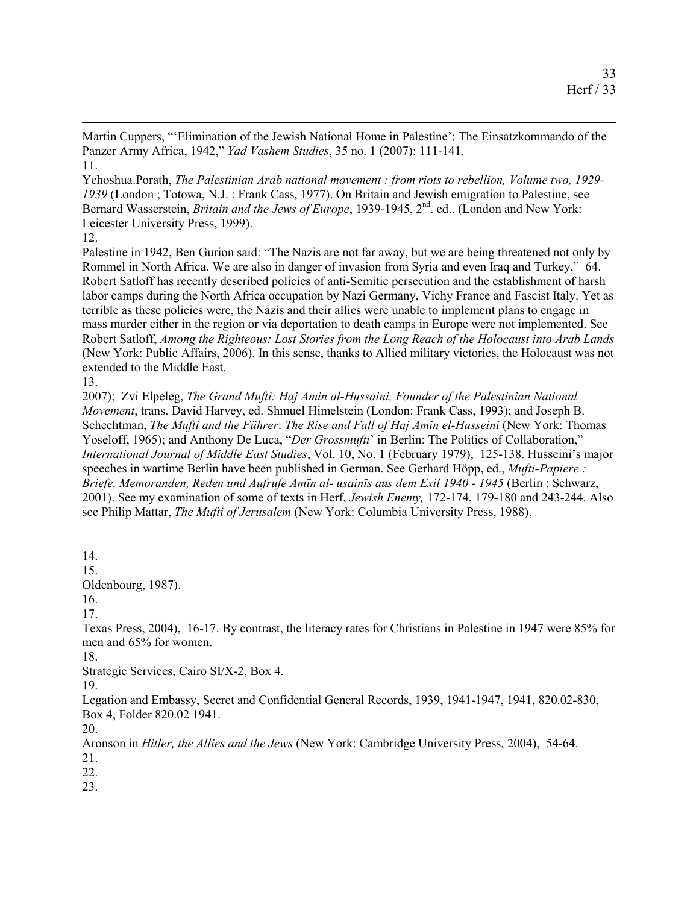Martin Cuppers, "'Elimination of the Jewish National Home in Palestine': The Einsatzkommando of the Panzer Army Africa, 1942," *Yad Vashem Studies*, 35 no. 1 (2007): 111-141.

11.

Yehoshua.Porath, *The Palestinian Arab national movement : from riots to rebellion, Volume two, 1929-1939* (London ; Totowa, N.J. : Frank Cass, 1977). On Britain and Jewish emigration to Palestine, see Bernard Wasserstein, *Britain and the Jews of Europe*, 1939-1945, 2nd. ed.. (London and New York: Leicester University Press, 1999).

12.

Palestine in 1942, Ben Gurion said: "The Nazis are not far away, but we are being threatened not only by Rommel in North Africa. We are also in danger of invasion from Syria and even Iraq and Turkey," 64. Robert Satloff has recently described policies of anti-Semitic persecution and the establishment of harsh labor camps during the North Africa occupation by Nazi Germany, Vichy France and Fascist Italy. Yet as terrible as these policies were, the Nazis and their allies were unable to implement plans to engage in mass murder either in the region or via deportation to death camps in Europe were not implemented. See Robert Satloff, *Among the Righteous: Lost Stories from the Long Reach of the Holocaust into Arab Lands* (New York: Public Affairs, 2006). In this sense, thanks to Allied military victories, the Holocaust was not extended to the Middle East.

13.

2007); Zvi Elpeleg, *The Grand Mufti: Haj Amin al-Hussaini, Founder of the Palestinian National Movement*, trans. David Harvey, ed. Shmuel Himelstein (London: Frank Cass, 1993); and Joseph B. Schechtman, *The Mufti and the Führer*: *The Rise and Fall of Haj Amin el-Husseini* (New York: Thomas Yoseloff, 1965); and Anthony De Luca, "*Der Grossmufti*' in Berlin: The Politics of Collaboration," *International Journal of Middle East Studies*, Vol. 10, No. 1 (February 1979), 125-138. Husseini's major speeches in wartime Berlin have been published in German. See Gerhard Höpp, ed., *Mufti-Papiere : Briefe, Memoranden, Reden und Aufrufe Amīn al- usainīs aus dem Exil 1940 - 1945* (Berlin : Schwarz, 2001). See my examination of some of texts in Herf, *Jewish Enemy,* 172-174, 179-180 and 243-244. Also see Philip Mattar, *The Mufti of Jerusalem* (New York: Columbia University Press, 1988).

14.

15.

Oldenbourg, 1987).

16.

17.

Texas Press, 2004), 16-17. By contrast, the literacy rates for Christians in Palestine in 1947 were 85% for men and 65% for women.

18.

Strategic Services, Cairo SI/X-2, Box 4.

19.

Legation and Embassy, Secret and Confidential General Records, 1939, 1941-1947, 1941, 820.02-830, Box 4, Folder 820.02 1941.

20.

Aronson in *Hitler, the Allies and the Jews* (New York: Cambridge University Press, 2004), 54-64.

21.

22.

23.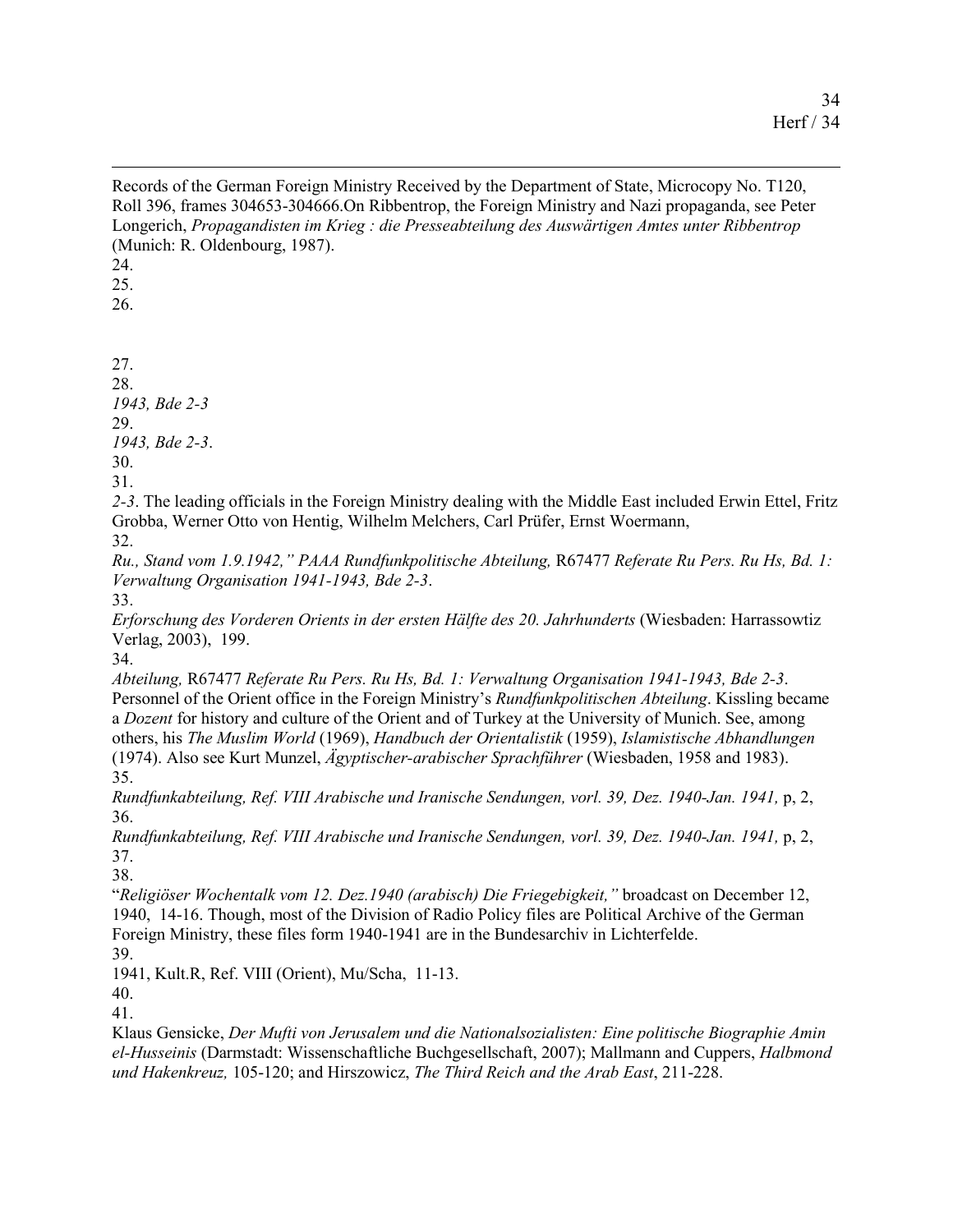Records of the German Foreign Ministry Received by the Department of State, Microcopy No. T120, Roll 396, frames 304653-304666.On Ribbentrop, the Foreign Ministry and Nazi propaganda, see Peter Longerich, *Propagandisten im Krieg : die Presseabteilung des Auswärtigen Amtes unter Ribbentrop* (Munich: R. Oldenbourg, 1987).

24.

25.

26.

27.

28.

*1943, Bde 2-3*

29.

*1943, Bde 2-3*.

30.

31.

*2-3*. The leading officials in the Foreign Ministry dealing with the Middle East included Erwin Ettel, Fritz Grobba, Werner Otto von Hentig, Wilhelm Melchers, Carl Prüfer, Ernst Woermann,

32.

*Ru., Stand vom 1.9.1942," PAAA Rundfunkpolitische Abteilung,* R67477 *Referate Ru Pers. Ru Hs, Bd. 1: Verwaltung Organisation 1941-1943, Bde 2-3*.

33.

*Erforschung des Vorderen Orients in der ersten Hälfte des 20. Jahrhunderts* (Wiesbaden: Harrassowtiz Verlag, 2003), 199.

34.

*Abteilung,* R67477 *Referate Ru Pers. Ru Hs, Bd. 1: Verwaltung Organisation 1941-1943, Bde 2-3*. Personnel of the Orient office in the Foreign Ministry's *Rundfunkpolitischen Abteilung*. Kissling became a *Dozent* for history and culture of the Orient and of Turkey at the University of Munich. See, among others, his *The Muslim World* (1969), *Handbuch der Orientalistik* (1959), *Islamistische Abhandlungen* (1974). Also see Kurt Munzel, *Ägyptischer-arabischer Sprachführer* (Wiesbaden, 1958 and 1983).

35.

*Rundfunkabteilung, Ref. VIII Arabische und Iranische Sendungen, vorl. 39, Dez. 1940-Jan. 1941,* p, 2,

36.

*Rundfunkabteilung, Ref. VIII Arabische und Iranische Sendungen, vorl. 39, Dez. 1940-Jan. 1941,* p, 2,

37.

38.

"*Religiöser Wochentalk vom 12. Dez.1940 (arabisch) Die Friegebigkeit,"* broadcast on December 12, 1940, 14-16. Though, most of the Division of Radio Policy files are Political Archive of the German Foreign Ministry, these files form 1940-1941 are in the Bundesarchiv in Lichterfelde.

39.

1941, Kult.R, Ref. VIII (Orient), Mu/Scha, 11-13.

40.

41.

Klaus Gensicke, *Der Mufti von Jerusalem und die Nationalsozialisten: Eine politische Biographie Amin el-Husseinis* (Darmstadt: Wissenschaftliche Buchgesellschaft, 2007); Mallmann and Cuppers, *Halbmond und Hakenkreuz,* 105-120; and Hirszowicz, *The Third Reich and the Arab East*, 211-228.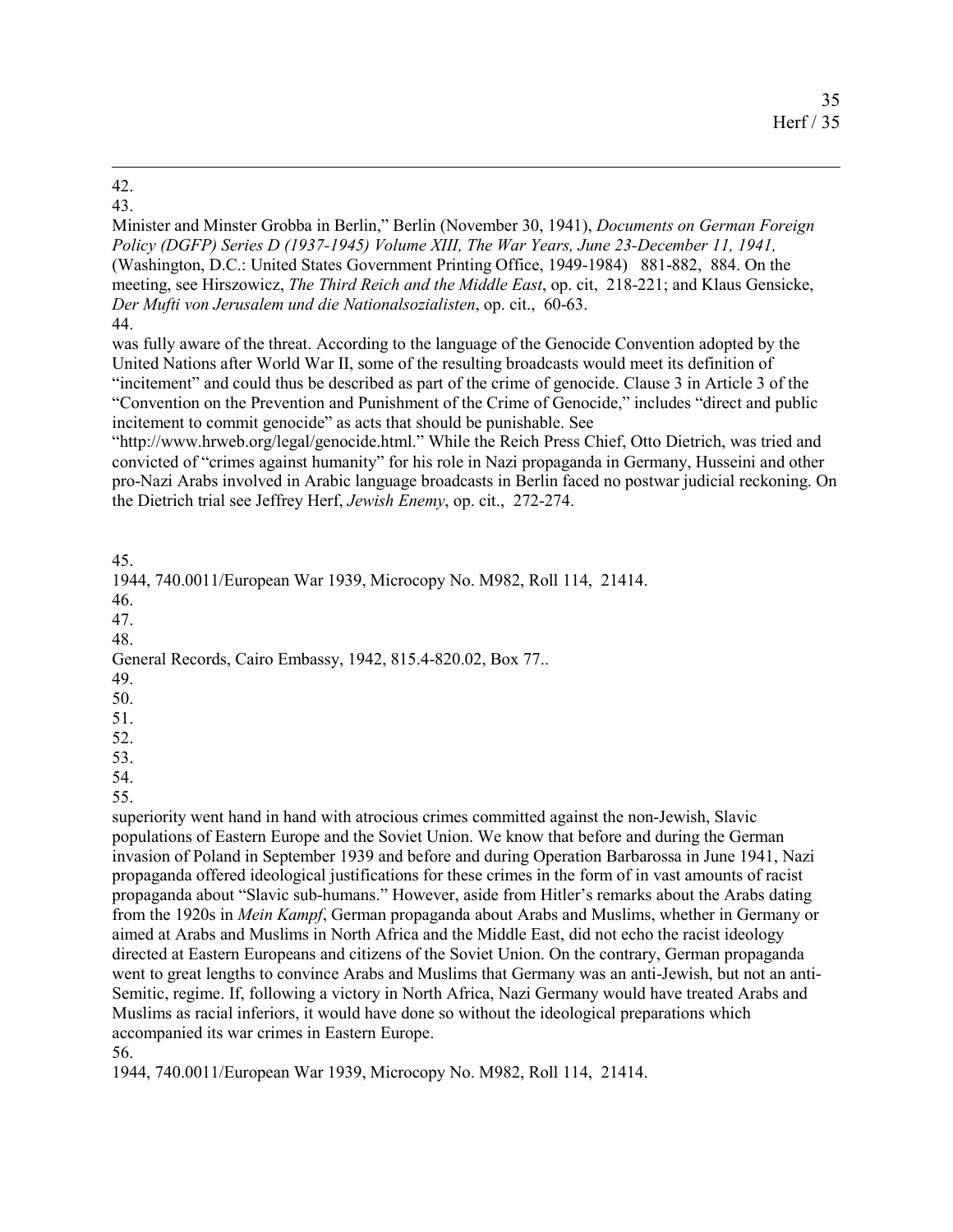42.

43.

Minister and Minster Grobba in Berlin," Berlin (November 30, 1941), *Documents on German Foreign Policy (DGFP) Series D (1937-1945) Volume XIII, The War Years, June 23-December 11, 1941,* (Washington, D.C.: United States Government Printing Office, 1949-1984) 881-882, 884. On the meeting, see Hirszowicz, *The Third Reich and the Middle East*, op. cit, 218-221; and Klaus Gensicke, *Der Mufti von Jerusalem und die Nationalsozialisten*, op. cit., 60-63.

44.

was fully aware of the threat. According to the language of the Genocide Convention adopted by the United Nations after World War II, some of the resulting broadcasts would meet its definition of "incitement" and could thus be described as part of the crime of genocide. Clause 3 in Article 3 of the "Convention on the Prevention and Punishment of the Crime of Genocide," includes "direct and public incitement to commit genocide" as acts that should be punishable. See "http://www.hrweb.org/legal/genocide.html." While the Reich Press Chief, Otto Dietrich, was tried and convicted of "crimes against humanity" for his role in Nazi propaganda in Germany, Husseini and other pro-Nazi Arabs involved in Arabic language broadcasts in Berlin faced no postwar judicial reckoning. On the Dietrich trial see Jeffrey Herf, *Jewish Enemy*, op. cit., 272-274.

45.

1944, 740.0011/European War 1939, Microcopy No. M982, Roll 114, 21414.

46.

47.

48.

General Records, Cairo Embassy, 1942, 815.4-820.02, Box 77..

49.

50.

51.

52.

53.

54.

55.

superiority went hand in hand with atrocious crimes committed against the non-Jewish, Slavic populations of Eastern Europe and the Soviet Union. We know that before and during the German invasion of Poland in September 1939 and before and during Operation Barbarossa in June 1941, Nazi propaganda offered ideological justifications for these crimes in the form of in vast amounts of racist propaganda about "Slavic sub-humans." However, aside from Hitler's remarks about the Arabs dating from the 1920s in *Mein Kampf*, German propaganda about Arabs and Muslims, whether in Germany or aimed at Arabs and Muslims in North Africa and the Middle East, did not echo the racist ideology directed at Eastern Europeans and citizens of the Soviet Union. On the contrary, German propaganda went to great lengths to convince Arabs and Muslims that Germany was an anti-Jewish, but not an anti-Semitic, regime. If, following a victory in North Africa, Nazi Germany would have treated Arabs and Muslims as racial inferiors, it would have done so without the ideological preparations which accompanied its war crimes in Eastern Europe.

56.

1944, 740.0011/European War 1939, Microcopy No. M982, Roll 114, 21414.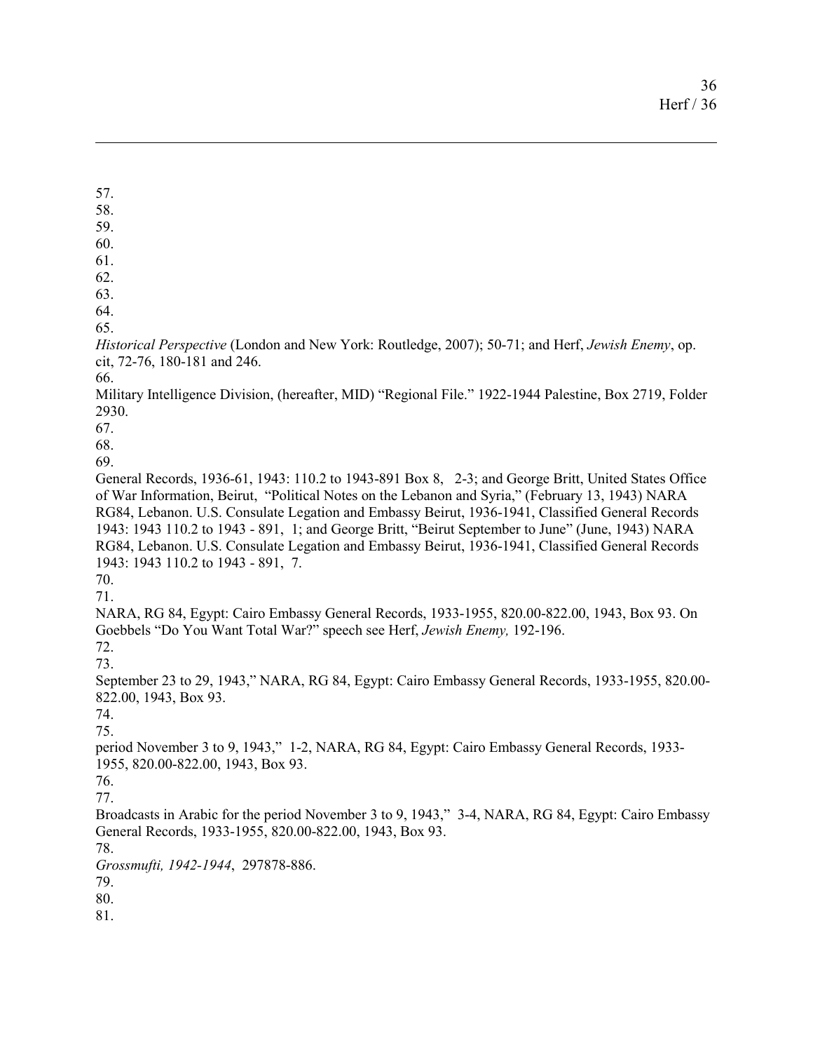57.
58.
59.
60.
61.
62.
63.
64.
65.
*Historical Perspective* (London and New York: Routledge, 2007); 50-71; and Herf, *Jewish Enemy*, op. cit, 72-76, 180-181 and 246.
66.
Military Intelligence Division, (hereafter, MID) "Regional File." 1922-1944 Palestine, Box 2719, Folder 2930.
67.
68.
69.
General Records, 1936-61, 1943: 110.2 to 1943-891 Box 8,  2-3; and George Britt, United States Office of War Information, Beirut, "Political Notes on the Lebanon and Syria," (February 13, 1943) NARA RG84, Lebanon. U.S. Consulate Legation and Embassy Beirut, 1936-1941, Classified General Records 1943: 1943 110.2 to 1943 - 891,  1; and George Britt, "Beirut September to June" (June, 1943) NARA RG84, Lebanon. U.S. Consulate Legation and Embassy Beirut, 1936-1941, Classified General Records 1943: 1943 110.2 to 1943 - 891,  7.
70.
71.
NARA, RG 84, Egypt: Cairo Embassy General Records, 1933-1955, 820.00-822.00, 1943, Box 93. On Goebbels "Do You Want Total War?" speech see Herf, *Jewish Enemy,* 192-196.
72.
73.
September 23 to 29, 1943," NARA, RG 84, Egypt: Cairo Embassy General Records, 1933-1955, 820.00-822.00, 1943, Box 93.
74.
75.
period November 3 to 9, 1943,"  1-2, NARA, RG 84, Egypt: Cairo Embassy General Records, 1933-1955, 820.00-822.00, 1943, Box 93.
76.
77.
Broadcasts in Arabic for the period November 3 to 9, 1943,"  3-4, NARA, RG 84, Egypt: Cairo Embassy General Records, 1933-1955, 820.00-822.00, 1943, Box 93.
78.
*Grossmufti, 1942-1944*,  297878-886.
79.
80.
81.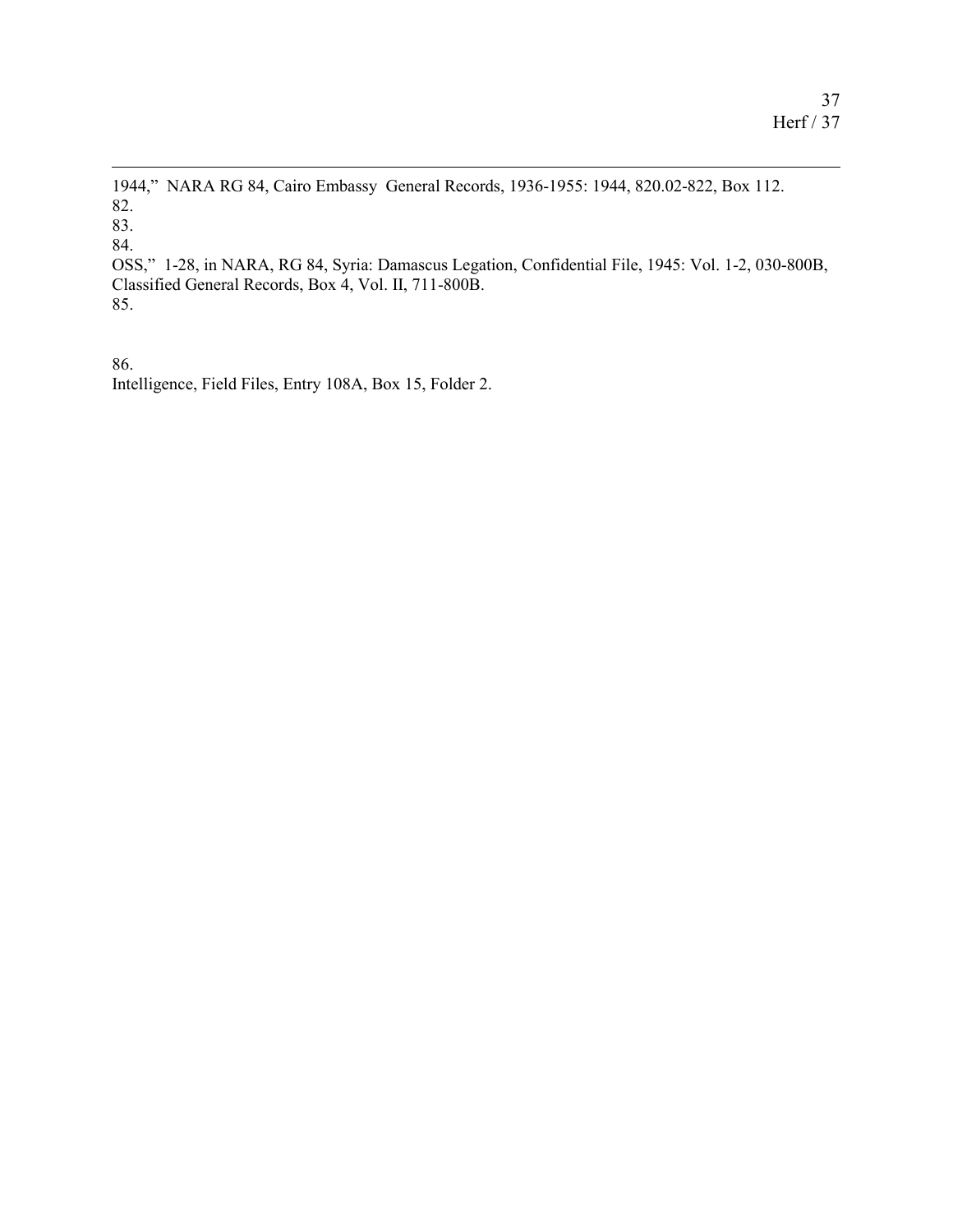1944," NARA RG 84, Cairo Embassy General Records, 1936-1955: 1944, 820.02-822, Box 112.

82.

83.

84.

OSS," 1-28, in NARA, RG 84, Syria: Damascus Legation, Confidential File, 1945: Vol. 1-2, 030-800B, Classified General Records, Box 4, Vol. II, 711-800B.

85.

86.

Intelligence, Field Files, Entry 108A, Box 15, Folder 2.